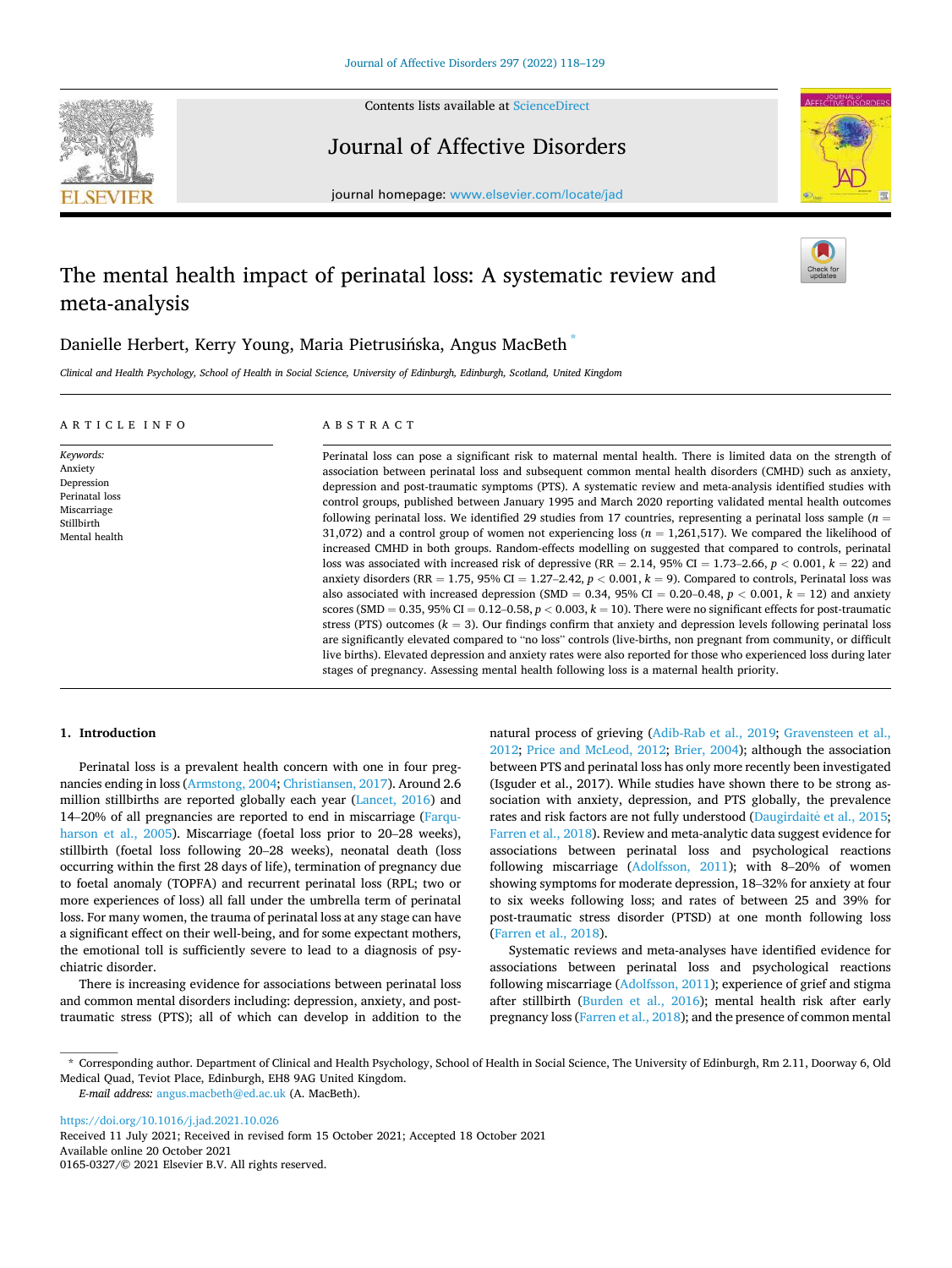# The mental health impact of perinatal loss: A systematic review and meta-analysis

Danielle Herbert, Kerry Young, Maria Pietrusińska, Angus MacBeth *

*Clinical and Health Psychology, School of Health in Social Science, University of Edinburgh, Edinburgh, Scotland, United Kingdom*

## ARTICLE INFO

*Keywords:*
Anxiety
Depression
Perinatal loss
Miscarriage
Stillbirth
Mental health

## ABSTRACT

Perinatal loss can pose a significant risk to maternal mental health. There is limited data on the strength of association between perinatal loss and subsequent common mental health disorders (CMHD) such as anxiety, depression and post-traumatic symptoms (PTS). A systematic review and meta-analysis identified studies with control groups, published between January 1995 and March 2020 reporting validated mental health outcomes following perinatal loss. We identified 29 studies from 17 countries, representing a perinatal loss sample ($n$ = 31,072) and a control group of women not experiencing loss ($n$ = 1,261,517). We compared the likelihood of increased CMHD in both groups. Random-effects modelling on suggested that compared to controls, perinatal loss was associated with increased risk of depressive (RR = 2.14, 95% CI = 1.73–2.66, $p < 0.001$, $k = 22$) and anxiety disorders (RR = 1.75, 95% CI = 1.27–2.42, $p < 0.001$, $k = 9$). Compared to controls, Perinatal loss was also associated with increased depression (SMD = 0.34, 95% CI = 0.20–0.48, $p < 0.001$, $k = 12$) and anxiety scores (SMD = 0.35, 95% CI = 0.12–0.58, $p < 0.003$, $k = 10$). There were no significant effects for post-traumatic stress (PTS) outcomes ($k = 3$). Our findings confirm that anxiety and depression levels following perinatal loss are significantly elevated compared to "no loss" controls (live-births, non pregnant from community, or difficult live births). Elevated depression and anxiety rates were also reported for those who experienced loss during later stages of pregnancy. Assessing mental health following loss is a maternal health priority.

## 1. Introduction

Perinatal loss is a prevalent health concern with one in four pregnancies ending in loss (Armstong, 2004; Christiansen, 2017). Around 2.6 million stillbirths are reported globally each year (Lancet, 2016) and 14–20% of all pregnancies are reported to end in miscarriage (Farquharson et al., 2005). Miscarriage (foetal loss prior to 20–28 weeks), stillbirth (foetal loss following 20–28 weeks), neonatal death (loss occurring within the first 28 days of life), termination of pregnancy due to foetal anomaly (TOPFA) and recurrent perinatal loss (RPL; two or more experiences of loss) all fall under the umbrella term of perinatal loss. For many women, the trauma of perinatal loss at any stage can have a significant effect on their well-being, and for some expectant mothers, the emotional toll is sufficiently severe to lead to a diagnosis of psychiatric disorder.

There is increasing evidence for associations between perinatal loss and common mental disorders including: depression, anxiety, and post-traumatic stress (PTS); all of which can develop in addition to the natural process of grieving (Adib-Rab et al., 2019; Gravensteen et al., 2012; Price and McLeod, 2012; Brier, 2004); although the association between PTS and perinatal loss has only more recently been investigated (Isguder et al., 2017). While studies have shown there to be strong association with anxiety, depression, and PTS globally, the prevalence rates and risk factors are not fully understood (Daugirdaitė et al., 2015; Farren et al., 2018). Review and meta-analytic data suggest evidence for associations between perinatal loss and psychological reactions following miscarriage (Adolfsson, 2011); with 8–20% of women showing symptoms for moderate depression, 18–32% for anxiety at four to six weeks following loss; and rates of between 25 and 39% for post-traumatic stress disorder (PTSD) at one month following loss (Farren et al., 2018).

Systematic reviews and meta-analyses have identified evidence for associations between perinatal loss and psychological reactions following miscarriage (Adolfsson, 2011); experience of grief and stigma after stillbirth (Burden et al., 2016); mental health risk after early pregnancy loss (Farren et al., 2018); and the presence of common mental

* Corresponding author. Department of Clinical and Health Psychology, School of Health in Social Science, The University of Edinburgh, Rm 2.11, Doorway 6, Old Medical Quad, Teviot Place, Edinburgh, EH8 9AG United Kingdom.
*E-mail address:* angus.macbeth@ed.ac.uk (A. MacBeth).

https://doi.org/10.1016/j.jad.2021.10.026
Received 11 July 2021; Received in revised form 15 October 2021; Accepted 18 October 2021
Available online 20 October 2021
0165-0327/© 2021 Elsevier B.V. All rights reserved.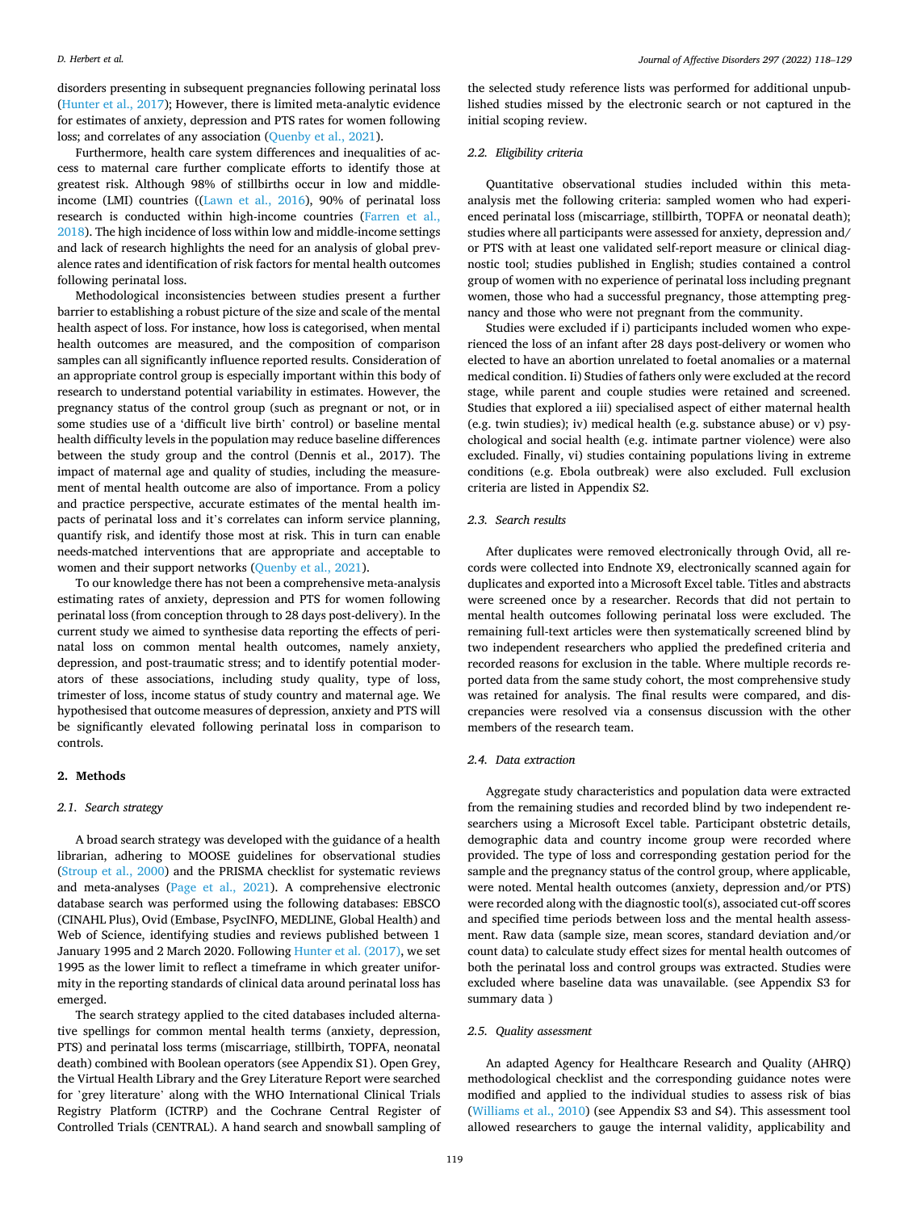disorders presenting in subsequent pregnancies following perinatal loss (Hunter et al., 2017); However, there is limited meta-analytic evidence for estimates of anxiety, depression and PTS rates for women following loss; and correlates of any association (Quenby et al., 2021).

Furthermore, health care system differences and inequalities of access to maternal care further complicate efforts to identify those at greatest risk. Although 98% of stillbirths occur in low and middle-income (LMI) countries ((Lawn et al., 2016), 90% of perinatal loss research is conducted within high-income countries (Farren et al., 2018). The high incidence of loss within low and middle-income settings and lack of research highlights the need for an analysis of global prevalence rates and identification of risk factors for mental health outcomes following perinatal loss.

Methodological inconsistencies between studies present a further barrier to establishing a robust picture of the size and scale of the mental health aspect of loss. For instance, how loss is categorised, when mental health outcomes are measured, and the composition of comparison samples can all significantly influence reported results. Consideration of an appropriate control group is especially important within this body of research to understand potential variability in estimates. However, the pregnancy status of the control group (such as pregnant or not, or in some studies use of a 'difficult live birth' control) or baseline mental health difficulty levels in the population may reduce baseline differences between the study group and the control (Dennis et al. 2017). The impact of maternal age and quality of studies, including the measurement of mental health outcome are also of importance. From a policy and practice perspective, accurate estimates of the mental health impacts of perinatal loss and it's correlates can inform service planning, quantify risk, and identify those most at risk. This in turn can enable needs-matched interventions that are appropriate and acceptable to women and their support networks (Quenby et al., 2021).

To our knowledge there has not been a comprehensive meta-analysis estimating rates of anxiety, depression and PTS for women following perinatal loss (from conception through to 28 days post-delivery). In the current study we aimed to synthesise data reporting the effects of perinatal loss on common mental health outcomes, namely anxiety, depression, and post-traumatic stress; and to identify potential moderators of these associations, including study quality, type of loss, trimester of loss, income status of study country and maternal age. We hypothesised that outcome measures of depression, anxiety and PTS will be significantly elevated following perinatal loss in comparison to controls.

## 2. Methods

### 2.1. Search strategy

A broad search strategy was developed with the guidance of a health librarian, adhering to MOOSE guidelines for observational studies (Stroup et al., 2000) and the PRISMA checklist for systematic reviews and meta-analyses (Page et al., 2021). A comprehensive electronic database search was performed using the following databases: EBSCO (CINAHL Plus), Ovid (Embase, PsycINFO, MEDLINE, Global Health) and Web of Science, identifying studies and reviews published between 1 January 1995 and 2 March 2020. Following Hunter et al. (2017), we set 1995 as the lower limit to reflect a timeframe in which greater uniformity in the reporting standards of clinical data around perinatal loss has emerged.

The search strategy applied to the cited databases included alternative spellings for common mental health terms (anxiety, depression, PTS) and perinatal loss terms (miscarriage, stillbirth, TOPFA, neonatal death) combined with Boolean operators (see Appendix S1). Open Grey, the Virtual Health Library and the Grey Literature Report were searched for 'grey literature' along with the WHO International Clinical Trials Registry Platform (ICTRP) and the Cochrane Central Register of Controlled Trials (CENTRAL). A hand search and snowball sampling of the selected study reference lists was performed for additional unpublished studies missed by the electronic search or not captured in the initial scoping review.

### 2.2. Eligibility criteria

Quantitative observational studies included within this meta-analysis met the following criteria: sampled women who had experienced perinatal loss (miscarriage, stillbirth, TOPFA or neonatal death); studies where all participants were assessed for anxiety, depression and/or PTS with at least one validated self-report measure or clinical diagnostic tool; studies published in English; studies contained a control group of women with no experience of perinatal loss including pregnant women, those who had a successful pregnancy, those attempting pregnancy and those who were not pregnant from the community.

Studies were excluded if i) participants included women who experienced the loss of an infant after 28 days post-delivery or women who elected to have an abortion unrelated to foetal anomalies or a maternal medical condition. Ii) Studies of fathers only were excluded at the record stage, while parent and couple studies were retained and screened. Studies that explored a iii) specialised aspect of either maternal health (e.g. twin studies); iv) medical health (e.g. substance abuse) or v) psychological and social health (e.g. intimate partner violence) were also excluded. Finally, vi) studies containing populations living in extreme conditions (e.g. Ebola outbreak) were also excluded. Full exclusion criteria are listed in Appendix S2.

### 2.3. Search results

After duplicates were removed electronically through Ovid, all records were collected into Endnote X9, electronically scanned again for duplicates and exported into a Microsoft Excel table. Titles and abstracts were screened once by a researcher. Records that did not pertain to mental health outcomes following perinatal loss were excluded. The remaining full-text articles were then systematically screened blind by two independent researchers who applied the predefined criteria and recorded reasons for exclusion in the table. Where multiple records reported data from the same study cohort, the most comprehensive study was retained for analysis. The final results were compared, and discrepancies were resolved via a consensus discussion with the other members of the research team.

### 2.4. Data extraction

Aggregate study characteristics and population data were extracted from the remaining studies and recorded blind by two independent researchers using a Microsoft Excel table. Participant obstetric details, demographic data and country income group were recorded where provided. The type of loss and corresponding gestation period for the sample and the pregnancy status of the control group, where applicable, were noted. Mental health outcomes (anxiety, depression and/or PTS) were recorded along with the diagnostic tool(s), associated cut-off scores and specified time periods between loss and the mental health assessment. Raw data (sample size, mean scores, standard deviation and/or count data) to calculate study effect sizes for mental health outcomes of both the perinatal loss and control groups was extracted. Studies were excluded where baseline data was unavailable. (see Appendix S3 for summary data )

### 2.5. Quality assessment

An adapted Agency for Healthcare Research and Quality (AHRQ) methodological checklist and the corresponding guidance notes were modified and applied to the individual studies to assess risk of bias (Williams et al., 2010) (see Appendix S3 and S4). This assessment tool allowed researchers to gauge the internal validity, applicability and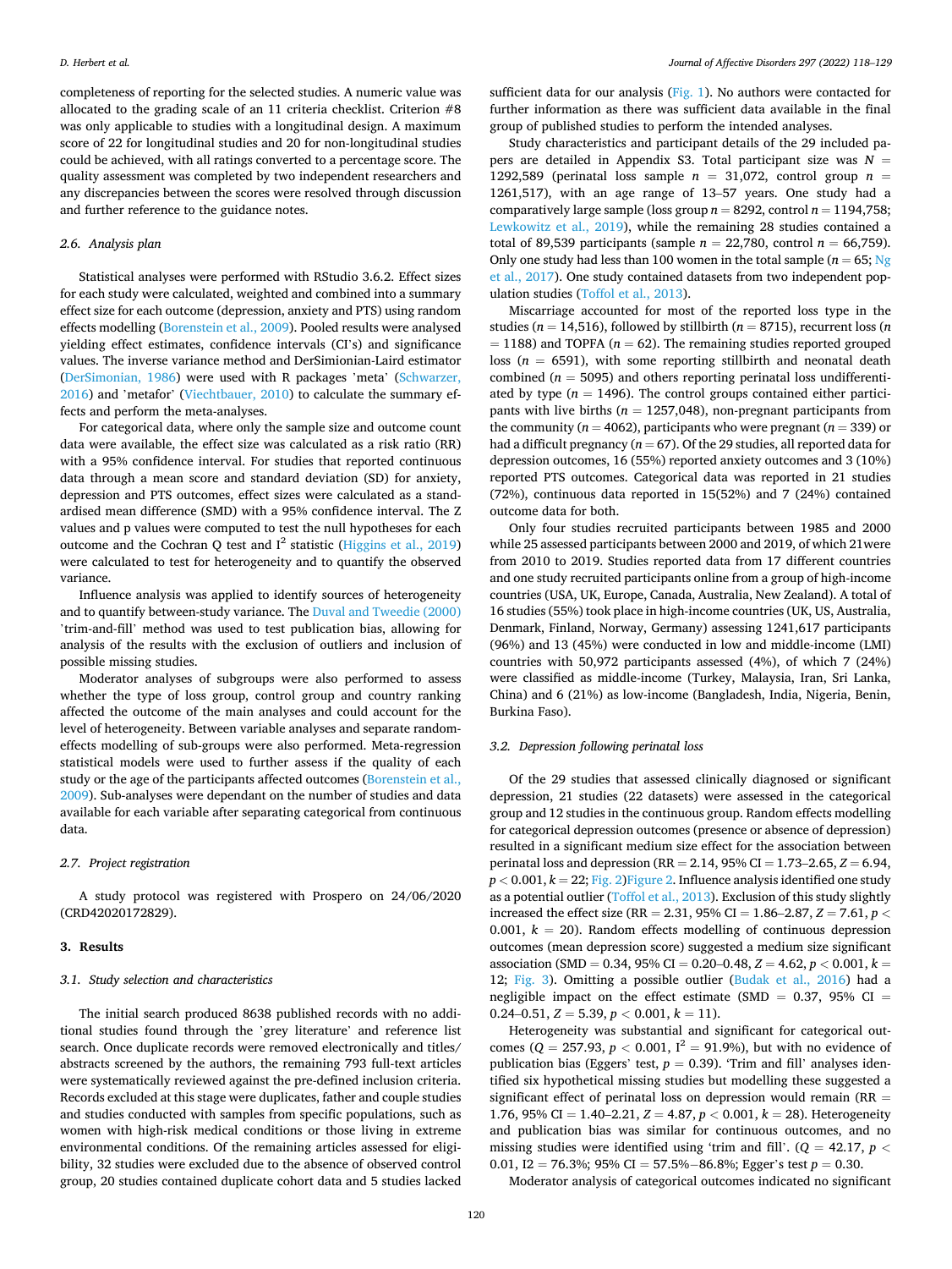completeness of reporting for the selected studies. A numeric value was allocated to the grading scale of an 11 criteria checklist. Criterion #8 was only applicable to studies with a longitudinal design. A maximum score of 22 for longitudinal studies and 20 for non-longitudinal studies could be achieved, with all ratings converted to a percentage score. The quality assessment was completed by two independent researchers and any discrepancies between the scores were resolved through discussion and further reference to the guidance notes.

### 2.6. Analysis plan

Statistical analyses were performed with RStudio 3.6.2. Effect sizes for each study were calculated, weighted and combined into a summary effect size for each outcome (depression, anxiety and PTS) using random effects modelling (Borenstein et al., 2009). Pooled results were analysed yielding effect estimates, confidence intervals (CI's) and significance values. The inverse variance method and DerSimionian-Laird estimator (DerSimonian, 1986) were used with R packages 'meta' (Schwarzer, 2016) and 'metafor' (Viechtbauer, 2010) to calculate the summary effects and perform the meta-analyses.

For categorical data, where only the sample size and outcome count data were available, the effect size was calculated as a risk ratio (RR) with a 95% confidence interval. For studies that reported continuous data through a mean score and standard deviation (SD) for anxiety, depression and PTS outcomes, effect sizes were calculated as a standardised mean difference (SMD) with a 95% confidence interval. The Z values and p values were computed to test the null hypotheses for each outcome and the Cochran Q test and $I^2$ statistic (Higgins et al., 2019) were calculated to test for heterogeneity and to quantify the observed variance.

Influence analysis was applied to identify sources of heterogeneity and to quantify between-study variance. The Duval and Tweedie (2000) 'trim-and-fill' method was used to test publication bias, allowing for analysis of the results with the exclusion of outliers and inclusion of possible missing studies.

Moderator analyses of subgroups were also performed to assess whether the type of loss group, control group and country ranking affected the outcome of the main analyses and could account for the level of heterogeneity. Between variable analyses and separate random-effects modelling of sub-groups were also performed. Meta-regression statistical models were used to further assess if the quality of each study or the age of the participants affected outcomes (Borenstein et al., 2009). Sub-analyses were dependant on the number of studies and data available for each variable after separating categorical from continuous data.

### 2.7. Project registration

A study protocol was registered with Prospero on 24/06/2020 (CRD42020172829).

## 3. Results

### 3.1. Study selection and characteristics

The initial search produced 8638 published records with no additional studies found through the 'grey literature' and reference list search. Once duplicate records were removed electronically and titles/abstracts screened by the authors, the remaining 793 full-text articles were systematically reviewed against the pre-defined inclusion criteria. Records excluded at this stage were duplicates, father and couple studies and studies conducted with samples from specific populations, such as women with high-risk medical conditions or those living in extreme environmental conditions. Of the remaining articles assessed for eligibility, 32 studies were excluded due to the absence of observed control group, 20 studies contained duplicate cohort data and 5 studies lacked sufficient data for our analysis (Fig. 1). No authors were contacted for further information as there was sufficient data available in the final group of published studies to perform the intended analyses.

Study characteristics and participant details of the 29 included papers are detailed in Appendix S3. Total participant size was $N$ = 1292,589 (perinatal loss sample $n$ = 31,072, control group $n$ = 1261,517), with an age range of 13–57 years. One study had a comparatively large sample (loss group $n$ = 8292, control $n$ = 1194,758; Lewkowitz et al., 2019), while the remaining 28 studies contained a total of 89,539 participants (sample $n$ = 22,780, control $n$ = 66,759). Only one study had less than 100 women in the total sample ($n$ = 65; Ng et al., 2017). One study contained datasets from two independent population studies (Toffol et al., 2013).

Miscarriage accounted for most of the reported loss type in the studies ($n$ = 14,516), followed by stillbirth ($n$ = 8715), recurrent loss ($n$ = 1188) and TOPFA ($n$ = 62). The remaining studies reported grouped loss ($n$ = 6591), with some reporting stillbirth and neonatal death combined ($n$ = 5095) and others reporting perinatal loss undifferentiated by type ($n$ = 1496). The control groups contained either participants with live births ($n$ = 1257,048), non-pregnant participants from the community ($n$ = 4062), participants who were pregnant ($n$ = 339) or had a difficult pregnancy ($n$ = 67). Of the 29 studies, all reported data for depression outcomes, 16 (55%) reported anxiety outcomes and 3 (10%) reported PTS outcomes. Categorical data was reported in 21 studies (72%), continuous data reported in 15(52%) and 7 (24%) contained outcome data for both.

Only four studies recruited participants between 1985 and 2000 while 25 assessed participants between 2000 and 2019, of which 21were from 2010 to 2019. Studies reported data from 17 different countries and one study recruited participants online from a group of high-income countries (USA, UK, Europe, Canada, Australia, New Zealand). A total of 16 studies (55%) took place in high-income countries (UK, US, Australia, Denmark, Finland, Norway, Germany) assessing 1241,617 participants (96%) and 13 (45%) were conducted in low and middle-income (LMI) countries with 50,972 participants assessed (4%), of which 7 (24%) were classified as middle-income (Turkey, Malaysia, Iran, Sri Lanka, China) and 6 (21%) as low-income (Bangladesh, India, Nigeria, Benin, Burkina Faso).

### 3.2. Depression following perinatal loss

Of the 29 studies that assessed clinically diagnosed or significant depression, 21 studies (22 datasets) were assessed in the categorical group and 12 studies in the continuous group. Random effects modelling for categorical depression outcomes (presence or absence of depression) resulted in a significant medium size effect for the association between perinatal loss and depression (RR = 2.14, 95% CI = 1.73–2.65, $Z$ = 6.94, $p < 0.001$, $k$ = 22; Fig. 2)Figure 2. Influence analysis identified one study as a potential outlier (Toffol et al., 2013). Exclusion of this study slightly increased the effect size (RR = 2.31, 95% CI = 1.86–2.87, $Z$ = 7.61, $p < 0.001$, $k$ = 20). Random effects modelling of continuous depression outcomes (mean depression score) suggested a medium size significant association (SMD = 0.34, 95% CI = 0.20–0.48, $Z$ = 4.62, $p < 0.001$, $k$ = 12; Fig. 3). Omitting a possible outlier (Budak et al., 2016) had a negligible impact on the effect estimate (SMD = 0.37, 95% CI = 0.24–0.51, $Z$ = 5.39, $p < 0.001$, $k$ = 11).

Heterogeneity was substantial and significant for categorical outcomes ($Q$ = 257.93, $p < 0.001$, $I^2$ = 91.9%), but with no evidence of publication bias (Eggers' test, $p$ = 0.39). 'Trim and fill' analyses identified six hypothetical missing studies but modelling these suggested a significant effect of perinatal loss on depression would remain (RR = 1.76, 95% CI = 1.40–2.21, $Z$ = 4.87, $p < 0.001$, $k$ = 28). Heterogeneity and publication bias was similar for continuous outcomes, and no missing studies were identified using 'trim and fill'. ($Q$ = 42.17, $p < 0.01$, I2 = 76.3%; 95% CI = 57.5%−86.8%; Egger's test $p$ = 0.30.

Moderator analysis of categorical outcomes indicated no significant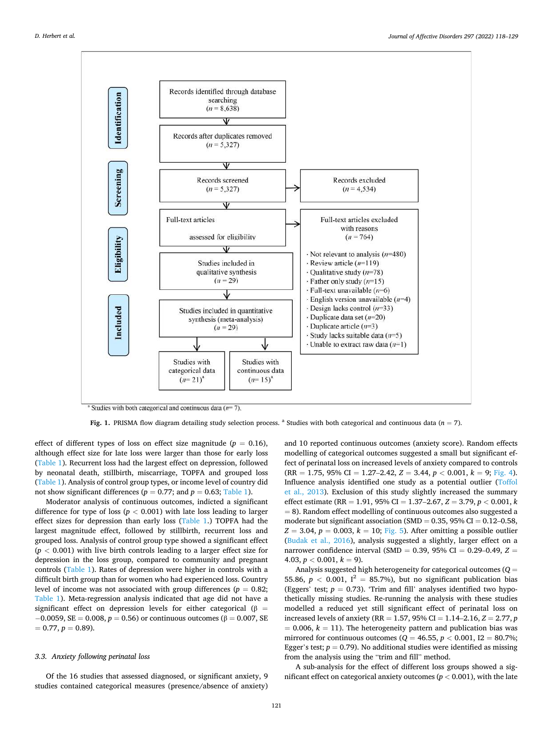Records identified through database searching ($n = 8{,}638$)

Records after duplicates removed ($n = 5{,}327$)

Records screened ($n = 5{,}327$)

Records excluded ($n = 4{,}534$)

Full-text articles assessed for eligibility

Full-text articles excluded with reasons ($n = 764$)

- Not relevant to analysis ($n$=480)
- Review article ($n$=119)
- Qualitative study ($n$=78)
- Father only study ($n$=15)
- Full-text unavailable ($n$=6)
- English version unavailable ($n$=4)
- Design lacks control ($n$=33)
- Duplicate data set ($n$=20)
- Duplicate article ($n$=3)
- Study lacks suitable data ($n$=5)
- Unable to extract raw data ($n$=1)

Studies included in qualitative synthesis ($n = 29$)

Studies included in quantitative synthesis (meta-analysis) ($n = 29$)

Studies with categorical data ($n$= 21)[a]

Studies with continuous data ($n$= 15)[a]

[a] Studies with both categorical and continuous data ($n$= 7).

**Fig. 1.** PRISMA flow diagram detailing study selection process. [a] Studies with both categorical and continuous data ($n = 7$).

effect of different types of loss on effect size magnitude ($p = 0.16$), although effect size for late loss were larger than those for early loss (Table 1). Recurrent loss had the largest effect on depression, followed by neonatal death, stillbirth, miscarriage, TOPFA and grouped loss (Table 1). Analysis of control group types, or income level of country did not show significant differences ($p = 0.77$; and $p = 0.63$; Table 1).

Moderator analysis of continuous outcomes, indicted a significant difference for type of loss ($p < 0.001$) with late loss leading to larger effect sizes for depression than early loss (Table 1.) TOPFA had the largest magnitude effect, followed by stillbirth, recurrent loss and grouped loss. Analysis of control group type showed a significant effect ($p < 0.001$) with live birth controls leading to a larger effect size for depression in the loss group, compared to community and pregnant controls (Table 1). Rates of depression were higher in controls with a difficult birth group than for women who had experienced loss. Country level of income was not associated with group differences ($p = 0.82$; Table 1). Meta-regression analysis indicated that age did not have a significant effect on depression levels for either categorical ($\beta = -0.0059$, SE = 0.008, $p = 0.56$) or continuous outcomes ($\beta = 0.007$, SE = 0.77, $p = 0.89$).

### 3.3. Anxiety following perinatal loss

Of the 16 studies that assessed diagnosed, or significant anxiety, 9 studies contained categorical measures (presence/absence of anxiety) and 10 reported continuous outcomes (anxiety score). Random effects modelling of categorical outcomes suggested a small but significant effect of perinatal loss on increased levels of anxiety compared to controls (RR = 1.75, 95% CI = 1.27–2.42, $Z = 3.44$, $p < 0.001$, $k = 9$; Fig. 4). Influence analysis identified one study as a potential outlier (Toffol et al., 2013). Exclusion of this study slightly increased the summary effect size estimate (RR = 1.91, 95% CI = 1.37–2.67, $Z = 3.79$, $p < 0.001$, $k = 8$). Random effect modelling of continuous outcomes also suggested a moderate but significant association (SMD = 0.35, 95% CI = 0.12–0.58, $Z = 3.04$, $p = 0.003$, $k = 10$; Fig. 5). After omitting a possible outlier (Budak et al., 2016), analysis suggested a slightly, larger effect on a narrower confidence interval (SMD = 0.39, 95% CI = 0.29–0.49, $Z = 4.03$, $p < 0.001$, $k = 9$).

Analysis suggested high heterogeneity for categorical outcomes ($Q = 55.86$, $p < 0.001$, $I^2 = 85.7\%$), but no significant publication bias (Eggers' test; $p = 0.73$). 'Trim and fill' analyses identified two hypothetically missing studies. Re-running the analysis with these studies modelled a reduced yet still significant effect of perinatal loss on increased levels of anxiety (RR = 1.57, 95% CI = 1.14–2.16, $Z = 2.77$, $p = 0.006$, $k = 11$). The heterogeneity pattern and publication bias was mirrored for continuous outcomes ($Q = 46.55$, $p < 0.001$, $I2 = 80.7\%$; Egger's test; $p = 0.79$). No additional studies were identified as missing from the analysis using the "trim and fill" method.

A sub-analysis for the effect of different loss groups showed a significant effect on categorical anxiety outcomes ($p < 0.001$), with the late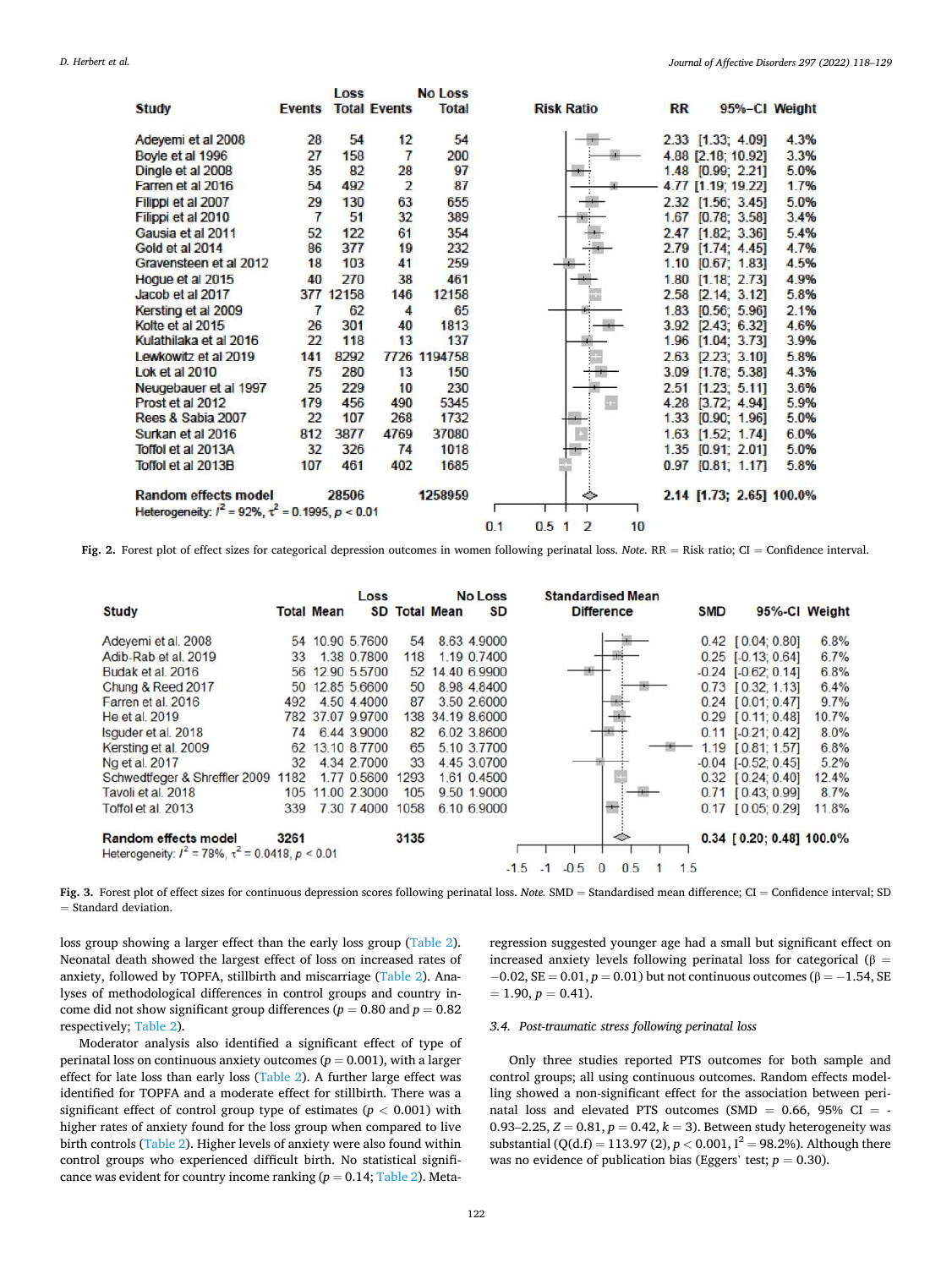| Study | Loss Events | Loss Total | No Loss Events | No Loss Total | RR | 95%-CI | Weight |
|---|---|---|---|---|---|---|---|
| Adeyemi et al 2008 | 28 | 54 | 12 | 54 | 2.33 | [1.33; 4.09] | 4.3% |
| Boyle et al 1996 | 27 | 158 | 7 | 200 | 4.88 | [2.18; 10.92] | 3.3% |
| Dingle et al 2008 | 35 | 82 | 28 | 97 | 1.48 | [0.99; 2.21] | 5.0% |
| Farren et al 2016 | 54 | 492 | 2 | 87 | 4.77 | [1.19; 19.22] | 1.7% |
| Filippi et al 2007 | 29 | 130 | 63 | 655 | 2.32 | [1.56; 3.45] | 5.0% |
| Filippi et al 2010 | 7 | 51 | 32 | 389 | 1.67 | [0.78; 3.58] | 3.4% |
| Gausia et al 2011 | 52 | 122 | 61 | 354 | 2.47 | [1.82; 3.36] | 5.4% |
| Gold et al 2014 | 86 | 377 | 19 | 232 | 2.79 | [1.74; 4.45] | 4.7% |
| Gravensteen et al 2012 | 18 | 103 | 41 | 259 | 1.10 | [0.67; 1.83] | 4.5% |
| Hogue et al 2015 | 40 | 270 | 38 | 461 | 1.80 | [1.18; 2.73] | 4.9% |
| Jacob et al 2017 | 377 | 12158 | 146 | 12158 | 2.58 | [2.14; 3.12] | 5.8% |
| Kersting et al 2009 | 7 | 62 | 4 | 65 | 1.83 | [0.56; 5.96] | 2.1% |
| Kolte et al 2015 | 26 | 301 | 40 | 1813 | 3.92 | [2.43; 6.32] | 4.6% |
| Kulathilaka et al 2016 | 22 | 118 | 13 | 137 | 1.96 | [1.04; 3.73] | 3.9% |
| Lewkowitz et al 2019 | 141 | 8292 | 7726 | 1194758 | 2.63 | [2.23; 3.10] | 5.8% |
| Lok et al 2010 | 75 | 280 | 13 | 150 | 3.09 | [1.78; 5.38] | 4.3% |
| Neugebauer et al 1997 | 25 | 229 | 10 | 230 | 2.51 | [1.23; 5.11] | 3.6% |
| Prost et al 2012 | 179 | 456 | 490 | 5345 | 4.28 | [3.72; 4.94] | 5.9% |
| Rees & Sabia 2007 | 22 | 107 | 268 | 1732 | 1.33 | [0.90; 1.96] | 5.0% |
| Surkan et al 2016 | 812 | 3877 | 4769 | 37080 | 1.63 | [1.52; 1.74] | 6.0% |
| Toffol et al 2013A | 32 | 326 | 74 | 1018 | 1.35 | [0.91; 2.01] | 5.0% |
| Toffol et al 2013B | 107 | 461 | 402 | 1685 | 0.97 | [0.81; 1.17] | 5.8% |
| **Random effects model** | | **28506** | | **1258959** | **2.14** | **[1.73; 2.65]** | **100.0%** |

Heterogeneity: $I^2 = 92\%$, $\tau^2 = 0.1995$, $p < 0.01$

**Fig. 2.** Forest plot of effect sizes for categorical depression outcomes in women following perinatal loss. *Note.* RR = Risk ratio; CI = Confidence interval.

| Study | Loss Total | Loss Mean | Loss SD | No Loss Total | No Loss Mean | No Loss SD | SMD | 95%-CI | Weight |
|---|---|---|---|---|---|---|---|---|---|
| Adeyemi et al. 2008 | 54 | 10.90 | 5.7600 | 54 | 8.63 | 4.9000 | 0.42 | [0.04; 0.80] | 6.8% |
| Adib-Rab et al. 2019 | 33 | 1.38 | 0.7800 | 118 | 1.19 | 0.7400 | 0.25 | [-0.13; 0.64] | 6.7% |
| Budak et al. 2016 | 56 | 12.90 | 5.5700 | 52 | 14.40 | 6.9900 | -0.24 | [-0.62; 0.14] | 6.8% |
| Chung & Reed 2017 | 50 | 12.85 | 5.6600 | 50 | 8.98 | 4.8400 | 0.73 | [0.32; 1.13] | 6.4% |
| Farren et al. 2016 | 492 | 4.50 | 4.4000 | 87 | 3.50 | 2.6000 | 0.24 | [0.01; 0.47] | 9.7% |
| He et al. 2019 | 782 | 37.07 | 9.9700 | 138 | 34.19 | 8.6000 | 0.29 | [0.11; 0.48] | 10.7% |
| Isguder et al. 2018 | 74 | 6.44 | 3.9000 | 82 | 6.02 | 3.8600 | 0.11 | [-0.21; 0.42] | 8.0% |
| Kersting et al. 2009 | 62 | 13.10 | 8.7700 | 65 | 5.10 | 3.7700 | 1.19 | [0.81; 1.57] | 6.8% |
| Ng et al. 2017 | 32 | 4.34 | 2.7000 | 33 | 4.45 | 3.0700 | -0.04 | [-0.52; 0.45] | 5.2% |
| Schwedtfeger & Shreffler 2009 | 1182 | 1.77 | 0.5600 | 1293 | 1.61 | 0.4500 | 0.32 | [0.24; 0.40] | 12.4% |
| Tavoli et al. 2018 | 105 | 11.00 | 2.3000 | 105 | 9.50 | 1.9000 | 0.71 | [0.43; 0.99] | 8.7% |
| Toffol et al. 2013 | 339 | 7.30 | 7.4000 | 1058 | 6.10 | 6.9000 | 0.17 | [0.05; 0.29] | 11.8% |
| **Random effects model** | **3261** | | | **3135** | | | **0.34** | **[0.20; 0.48]** | **100.0%** |

Heterogeneity: $I^2 = 78\%$, $\tau^2 = 0.0418$, $p < 0.01$

**Fig. 3.** Forest plot of effect sizes for continuous depression scores following perinatal loss. *Note.* SMD = Standardised mean difference; CI = Confidence interval; SD = Standard deviation.

loss group showing a larger effect than the early loss group (Table 2). Neonatal death showed the largest effect of loss on increased rates of anxiety, followed by TOPFA, stillbirth and miscarriage (Table 2). Analyses of methodological differences in control groups and country income did not show significant group differences ($p = 0.80$ and $p = 0.82$ respectively; Table 2).

Moderator analysis also identified a significant effect of type of perinatal loss on continuous anxiety outcomes ($p = 0.001$), with a larger effect for late loss than early loss (Table 2). A further large effect was identified for TOPFA and a moderate effect for stillbirth. There was a significant effect of control group type of estimates ($p < 0.001$) with higher rates of anxiety found for the loss group when compared to live birth controls (Table 2). Higher levels of anxiety were also found within control groups who experienced difficult birth. No statistical significance was evident for country income ranking ($p = 0.14$; Table 2). Meta-regression suggested younger age had a small but significant effect on increased anxiety levels following perinatal loss for categorical ($\beta = -0.02$, SE = 0.01, $p = 0.01$) but not continuous outcomes ($\beta = -1.54$, SE = 1.90, $p = 0.41$).

### 3.4. Post-traumatic stress following perinatal loss

Only three studies reported PTS outcomes for both sample and control groups; all using continuous outcomes. Random effects modelling showed a non-significant effect for the association between perinatal loss and elevated PTS outcomes (SMD = 0.66, 95% CI = -0.93–2.25, $Z = 0.81$, $p = 0.42$, $k = 3$). Between study heterogeneity was substantial ($Q(d.f) = 113.97$ (2), $p < 0.001$, $I^2 = 98.2\%$). Although there was no evidence of publication bias (Eggers' test; $p = 0.30$).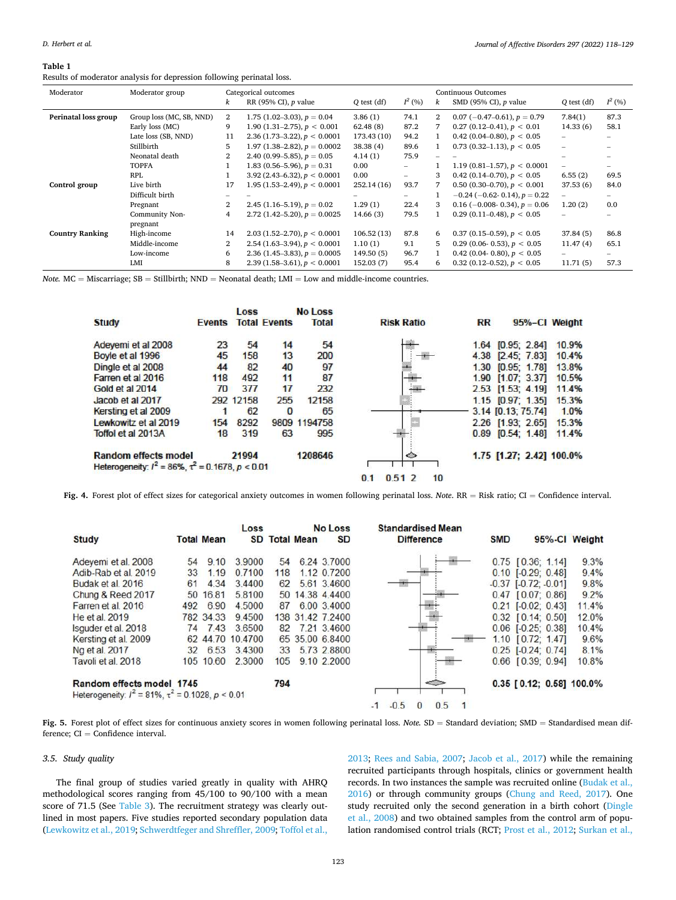**Table 1**
Results of moderator analysis for depression following perinatal loss.

| Moderator | Moderator group | Categorical outcomes | | | | Continuous Outcomes | | | |
|---|---|---|---|---|---|---|---|---|---|
| | | $k$ | RR (95% CI), $p$ value | $Q$ test (df) | $I^2$ (%) | $k$ | SMD (95% CI), $p$ value | $Q$ test (df) | $I^2$ (%) |
| **Perinatal loss group** | Group loss (MC, SB, NND) | 2 | 1.75 (1.02–3.03), $p = 0.04$ | 3.86 (1) | 74.1 | 2 | 0.07 (−0.47–0.61), $p = 0.79$ | 7.84(1) | 87.3 |
| | Early loss (MC) | 9 | 1.90 (1.31–2.75), $p < 0.001$ | 62.48 (8) | 87.2 | 7 | 0.27 (0.12–0.41), $p < 0.01$ | 14.33 (6) | 58.1 |
| | Late loss (SB, NND) | 11 | 2.36 (1.73–3.22), $p < 0.0001$ | 173.43 (10) | 94.2 | 1 | 0.42 (0.04–0.80), $p < 0.05$ | – | – |
| | Stillbirth | 5 | 1.97 (1.38–2.82), $p = 0.0002$ | 38.38 (4) | 89.6 | 1 | 0.73 (0.32–1.13), $p < 0.05$ | – | – |
| | Neonatal death | 2 | 2.40 (0.99–5.85), $p = 0.05$ | 4.14 (1) | 75.9 | – | – | – | – |
| | TOPFA | 1 | 1.83 (0.56–5.96), $p = 0.31$ | 0.00 | – | 1 | 1.19 (0.81–1.57), $p < 0.0001$ | – | – |
| | RPL | 1 | 3.92 (2.43–6.32), $p < 0.0001$ | 0.00 | – | 3 | 0.42 (0.14–0.70), $p < 0.05$ | 6.55 (2) | 69.5 |
| **Control group** | Live birth | 17 | 1.95 (1.53–2.49), $p < 0.0001$ | 252.14 (16) | 93.7 | 7 | 0.50 (0.30–0.70), $p < 0.001$ | 37.53 (6) | 84.0 |
| | Difficult birth | – | – | – | – | 1 | −0.24 (−0.62- 0.14), $p = 0.22$ | – | – |
| | Pregnant | 2 | 2.45 (1.16–5.19), $p = 0.02$ | 1.29 (1) | 22.4 | 3 | 0.16 (−0.008- 0.34), $p = 0.06$ | 1.20 (2) | 0.0 |
| | Community Non-pregnant | 4 | 2.72 (1.42–5.20), $p = 0.0025$ | 14.66 (3) | 79.5 | 1 | 0.29 (0.11–0.48), $p < 0.05$ | – | – |
| **Country Ranking** | High-income | 14 | 2.03 (1.52–2.70), $p < 0.0001$ | 106.52 (13) | 87.8 | 6 | 0.37 (0.15–0.59), $p < 0.05$ | 37.84 (5) | 86.8 |
| | Middle-income | 2 | 2.54 (1.63–3.94), $p < 0.0001$ | 1.10 (1) | 9.1 | 5 | 0.29 (0.06- 0.53), $p < 0.05$ | 11.47 (4) | 65.1 |
| | Low-income | 6 | 2.36 (1.45–3.83), $p = 0.0005$ | 149.50 (5) | 96.7 | 1 | 0.42 (0.04- 0.80), $p < 0.05$ | – | – |
| | LMI | 8 | 2.39 (1.58–3.61), $p < 0.0001$ | 152.03 (7) | 95.4 | 6 | 0.32 (0.12–0.52), $p < 0.05$ | 11.71 (5) | 57.3 |

*Note.* MC = Miscarriage; SB = Stillbirth; NND = Neonatal death; LMI = Low and middle-income countries.

| Study | Loss Events | Loss Total | No Loss Events | No Loss Total | RR | 95%-CI | Weight |
|---|---|---|---|---|---|---|---|
| Adeyemi et al 2008 | 23 | 54 | 14 | 54 | 1.64 | [0.95; 2.84] | 10.9% |
| Boyle et al 1996 | 45 | 158 | 13 | 200 | 4.38 | [2.45; 7.83] | 10.4% |
| Dingle et al 2008 | 44 | 82 | 40 | 97 | 1.30 | [0.95; 1.78] | 13.8% |
| Farren et al 2016 | 118 | 492 | 11 | 87 | 1.90 | [1.07; 3.37] | 10.5% |
| Gold et al 2014 | 70 | 377 | 17 | 232 | 2.53 | [1.53; 4.19] | 11.4% |
| Jacob et al 2017 | 292 | 12158 | 255 | 12158 | 1.15 | [0.97; 1.35] | 15.3% |
| Kersting et al 2009 | 1 | 62 | 0 | 65 | 3.14 | [0.13; 75.74] | 1.0% |
| Lewkowitz et al 2019 | 154 | 8292 | 9809 | 1194758 | 2.26 | [1.93; 2.65] | 15.3% |
| Toffol et al 2013A | 18 | 319 | 63 | 995 | 0.89 | [0.54; 1.48] | 11.4% |
| **Random effects model** | | 21994 | | 1208646 | **1.75** | **[1.27; 2.42]** | **100.0%** |

Heterogeneity: $I^2 = 86\%$, $\tau^2 = 0.1678$, $p < 0.01$

**Fig. 4.** Forest plot of effect sizes for categorical anxiety outcomes in women following perinatal loss. *Note.* RR = Risk ratio; CI = Confidence interval.

| Study | Loss Total | Loss Mean | Loss SD | No Loss Total | No Loss Mean | No Loss SD | SMD | 95%-CI | Weight |
|---|---|---|---|---|---|---|---|---|---|
| Adeyemi et al. 2008 | 54 | 9.10 | 3.9000 | 54 | 6.24 | 3.7000 | 0.75 | [0.36; 1.14] | 9.3% |
| Adib-Rab et al. 2019 | 33 | 1.19 | 0.7100 | 118 | 1.12 | 0.7200 | 0.10 | [-0.29; 0.48] | 9.4% |
| Budak et al. 2016 | 61 | 4.34 | 3.4400 | 62 | 5.61 | 3.4600 | -0.37 | [-0.72; -0.01] | 9.8% |
| Chung & Reed 2017 | 50 | 16.81 | 5.8100 | 50 | 14.38 | 4.4400 | 0.47 | [0.07; 0.86] | 9.2% |
| Farren et al. 2016 | 492 | 6.90 | 4.5000 | 87 | 6.00 | 3.4000 | 0.21 | [-0.02; 0.43] | 11.4% |
| He et al. 2019 | 782 | 34.33 | 9.4500 | 138 | 31.42 | 7.2400 | 0.32 | [0.14; 0.50] | 12.0% |
| Isguder et al. 2018 | 74 | 7.43 | 3.6500 | 82 | 7.21 | 3.4600 | 0.06 | [-0.25; 0.38] | 10.4% |
| Kersting et al. 2009 | 62 | 44.70 | 10.4700 | 65 | 35.00 | 6.8400 | 1.10 | [0.72; 1.47] | 9.6% |
| Ng et al. 2017 | 32 | 6.53 | 3.4300 | 33 | 5.73 | 2.8800 | 0.25 | [-0.24; 0.74] | 8.1% |
| Tavoli et al. 2018 | 105 | 10.60 | 2.3000 | 105 | 9.10 | 2.2000 | 0.66 | [0.39; 0.94] | 10.8% |
| **Random effects model** | **1745** | | | **794** | | | **0.35** | **[0.12; 0.58]** | **100.0%** |

Heterogeneity: $I^2 = 81\%$, $\tau^2 = 0.1028$, $p < 0.01$

**Fig. 5.** Forest plot of effect sizes for continuous anxiety scores in women following perinatal loss. *Note.* SD = Standard deviation; SMD = Standardised mean difference; CI = Confidence interval.

### 3.5. Study quality

The final group of studies varied greatly in quality with AHRQ methodological scores ranging from 45/100 to 90/100 with a mean score of 71.5 (See Table 3). The recruitment strategy was clearly outlined in most papers. Five studies reported secondary population data (Lewkowitz et al., 2019; Schwerdtfeger and Shreffler, 2009; Toffol et al., 2013; Rees and Sabia, 2007; Jacob et al., 2017) while the remaining recruited participants through hospitals, clinics or government health records. In two instances the sample was recruited online (Budak et al., 2016) or through community groups (Chung and Reed, 2017). One study recruited only the second generation in a birth cohort (Dingle et al., 2008) and two obtained samples from the control arm of population randomised control trials (RCT; Prost et al., 2012; Surkan et al.,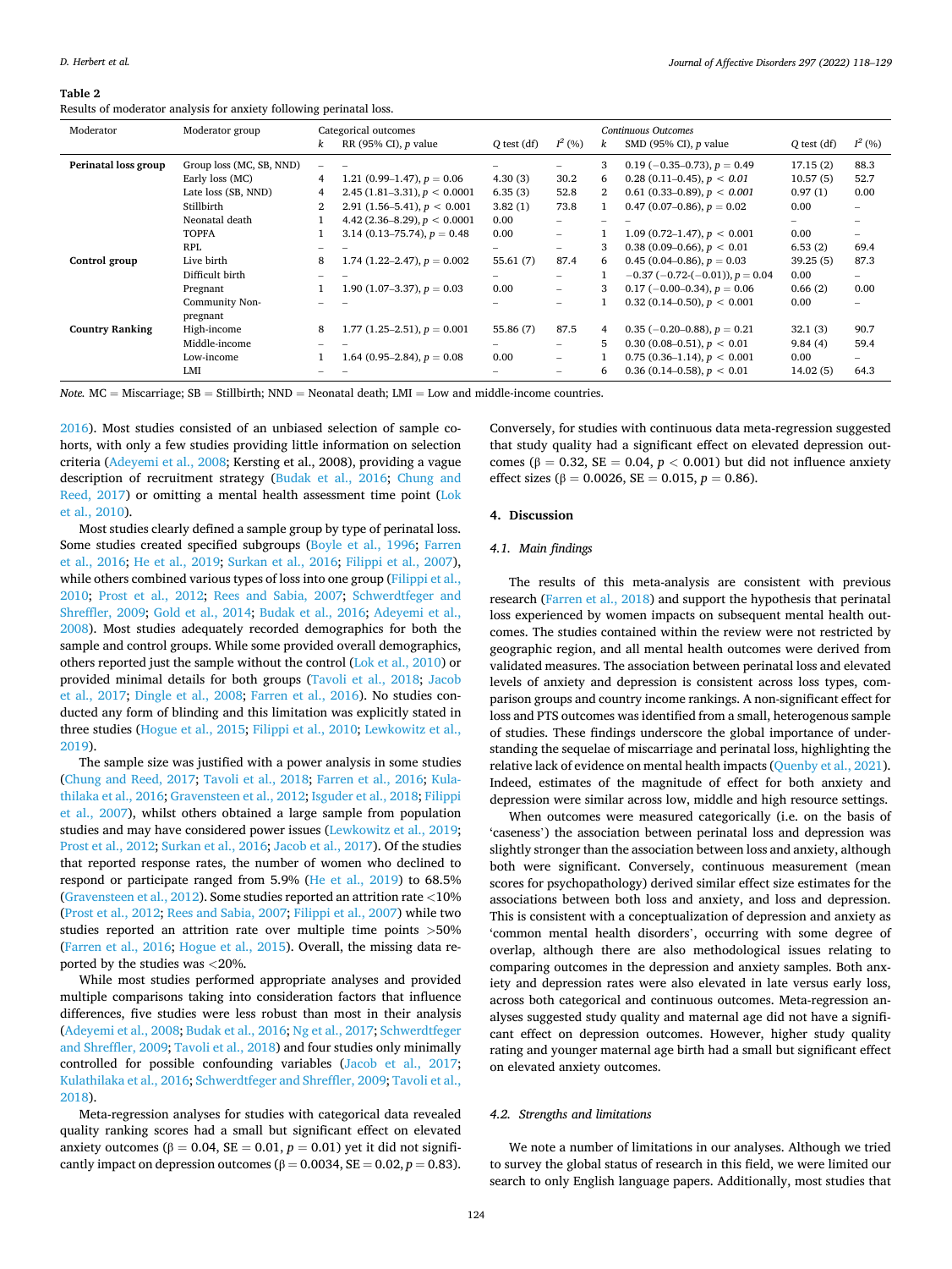**Table 2**
Results of moderator analysis for anxiety following perinatal loss.

| Moderator | Moderator group | Categorical outcomes | | | | Continuous Outcomes | | | |
|---|---|---|---|---|---|---|---|---|---|
| | | $k$ | RR (95% CI), $p$ value | $Q$ test (df) | $I^2$ (%) | $k$ | SMD (95% CI), $p$ value | $Q$ test (df) | $I^2$ (%) |
| **Perinatal loss group** | Group loss (MC, SB, NND) | – | – | – | – | 3 | 0.19 (−0.35–0.73), $p = 0.49$ | 17.15 (2) | 88.3 |
| | Early loss (MC) | 4 | 1.21 (0.99–1.47), $p = 0.06$ | 4.30 (3) | 30.2 | 6 | 0.28 (0.11–0.45), $p < 0.01$ | 10.57 (5) | 52.7 |
| | Late loss (SB, NND) | 4 | 2.45 (1.81–3.31), $p < 0.0001$ | 6.35 (3) | 52.8 | 2 | 0.61 (0.33–0.89), $p < 0.001$ | 0.97 (1) | 0.00 |
| | Stillbirth | 2 | 2.91 (1.56–5.41), $p < 0.001$ | 3.82 (1) | 73.8 | 1 | 0.47 (0.07–0.86), $p = 0.02$ | 0.00 | – |
| | Neonatal death | 1 | 4.42 (2.36–8.29), $p < 0.0001$ | 0.00 | – | – | – | – | – |
| | TOPFA | 1 | 3.14 (0.13–75.74), $p = 0.48$ | 0.00 | – | 1 | 1.09 (0.72–1.47), $p < 0.001$ | 0.00 | – |
| | RPL | – | – | – | – | 3 | 0.38 (0.09–0.66), $p < 0.01$ | 6.53 (2) | 69.4 |
| **Control group** | Live birth | 8 | 1.74 (1.22–2.47), $p = 0.002$ | 55.61 (7) | 87.4 | 6 | 0.45 (0.04–0.86), $p = 0.03$ | 39.25 (5) | 87.3 |
| | Difficult birth | – | – | – | – | 1 | −0.37 (−0.72-(−0.01)), $p = 0.04$ | 0.00 | – |
| | Pregnant | 1 | 1.90 (1.07–3.37), $p = 0.03$ | 0.00 | – | 3 | 0.17 (−0.00–0.34), $p = 0.06$ | 0.66 (2) | 0.00 |
| | Community Non-pregnant | – | – | – | – | 1 | 0.32 (0.14–0.50), $p < 0.001$ | 0.00 | – |
| **Country Ranking** | High-income | 8 | 1.77 (1.25–2.51), $p = 0.001$ | 55.86 (7) | 87.5 | 4 | 0.35 (−0.20–0.88), $p = 0.21$ | 32.1 (3) | 90.7 |
| | Middle-income | – | – | – | – | 5 | 0.30 (0.08–0.51), $p < 0.01$ | 9.84 (4) | 59.4 |
| | Low-income | 1 | 1.64 (0.95–2.84), $p = 0.08$ | 0.00 | – | 1 | 0.75 (0.36–1.14), $p < 0.001$ | 0.00 | – |
| | LMI | – | – | – | – | 6 | 0.36 (0.14–0.58), $p < 0.01$ | 14.02 (5) | 64.3 |

*Note.* MC = Miscarriage; SB = Stillbirth; NND = Neonatal death; LMI = Low and middle-income countries.

2016). Most studies consisted of an unbiased selection of sample cohorts, with only a few studies providing little information on selection criteria (Adeyemi et al., 2008; Kersting et al., 2008), providing a vague description of recruitment strategy (Budak et al., 2016; Chung and Reed, 2017) or omitting a mental health assessment time point (Lok et al., 2010).

Most studies clearly defined a sample group by type of perinatal loss. Some studies created specified subgroups (Boyle et al., 1996; Farren et al., 2016; He et al., 2019; Surkan et al., 2016; Filippi et al., 2007), while others combined various types of loss into one group (Filippi et al., 2010; Prost et al., 2012; Rees and Sabia, 2007; Schwerdtfeger and Shreffler, 2009; Gold et al., 2014; Budak et al., 2016; Adeyemi et al., 2008). Most studies adequately recorded demographics for both the sample and control groups. While some provided overall demographics, others reported just the sample without the control (Lok et al., 2010) or provided minimal details for both groups (Tavoli et al., 2018; Jacob et al., 2017; Dingle et al., 2008; Farren et al., 2016). No studies conducted any form of blinding and this limitation was explicitly stated in three studies (Hogue et al., 2015; Filippi et al., 2010; Lewkowitz et al., 2019).

The sample size was justified with a power analysis in some studies (Chung and Reed, 2017; Tavoli et al., 2018; Farren et al., 2016; Kulathilaka et al., 2016; Gravensteen et al., 2012; Isguder et al., 2018; Filippi et al., 2007), whilst others obtained a large sample from population studies and may have considered power issues (Lewkowitz et al., 2019; Prost et al., 2012; Surkan et al., 2016; Jacob et al., 2017). Of the studies that reported response rates, the number of women who declined to respond or participate ranged from 5.9% (He et al., 2019) to 68.5% (Gravensteen et al., 2012). Some studies reported an attrition rate <10% (Prost et al., 2012; Rees and Sabia, 2007; Filippi et al., 2007) while two studies reported an attrition rate over multiple time points >50% (Farren et al., 2016; Hogue et al., 2015). Overall, the missing data reported by the studies was <20%.

While most studies performed appropriate analyses and provided multiple comparisons taking into consideration factors that influence differences, five studies were less robust than most in their analysis (Adeyemi et al., 2008; Budak et al., 2016; Ng et al., 2017; Schwerdtfeger and Shreffler, 2009; Tavoli et al., 2018) and four studies only minimally controlled for possible confounding variables (Jacob et al., 2017; Kulathilaka et al., 2016; Schwerdtfeger and Shreffler, 2009; Tavoli et al., 2018).

Meta-regression analyses for studies with categorical data revealed quality ranking scores had a small but significant effect on elevated anxiety outcomes ($\beta = 0.04$, SE = 0.01, $p = 0.01$) yet it did not significantly impact on depression outcomes ($\beta = 0.0034$, SE = 0.02, $p = 0.83$). Conversely, for studies with continuous data meta-regression suggested that study quality had a significant effect on elevated depression outcomes ($\beta = 0.32$, SE = 0.04, $p < 0.001$) but did not influence anxiety effect sizes ($\beta = 0.0026$, SE = 0.015, $p = 0.86$).

## 4. Discussion

### 4.1. Main findings

The results of this meta-analysis are consistent with previous research (Farren et al., 2018) and support the hypothesis that perinatal loss experienced by women impacts on subsequent mental health outcomes. The studies contained within the review were not restricted by geographic region, and all mental health outcomes were derived from validated measures. The association between perinatal loss and elevated levels of anxiety and depression is consistent across loss types, comparison groups and country income rankings. A non-significant effect for loss and PTS outcomes was identified from a small, heterogenous sample of studies. These findings underscore the global importance of understanding the sequelae of miscarriage and perinatal loss, highlighting the relative lack of evidence on mental health impacts (Quenby et al., 2021). Indeed, estimates of the magnitude of effect for both anxiety and depression were similar across low, middle and high resource settings.

When outcomes were measured categorically (i.e. on the basis of 'caseness') the association between perinatal loss and depression was slightly stronger than the association between loss and anxiety, although both were significant. Conversely, continuous measurement (mean scores for psychopathology) derived similar effect size estimates for the associations between both loss and anxiety, and loss and depression. This is consistent with a conceptualization of depression and anxiety as 'common mental health disorders', occurring with some degree of overlap, although there are also methodological issues relating to comparing outcomes in the depression and anxiety samples. Both anxiety and depression rates were also elevated in late versus early loss, across both categorical and continuous outcomes. Meta-regression analyses suggested study quality and maternal age did not have a significant effect on depression outcomes. However, higher study quality rating and younger maternal age birth had a small but significant effect on elevated anxiety outcomes.

### 4.2. Strengths and limitations

We note a number of limitations in our analyses. Although we tried to survey the global status of research in this field, we were limited our search to only English language papers. Additionally, most studies that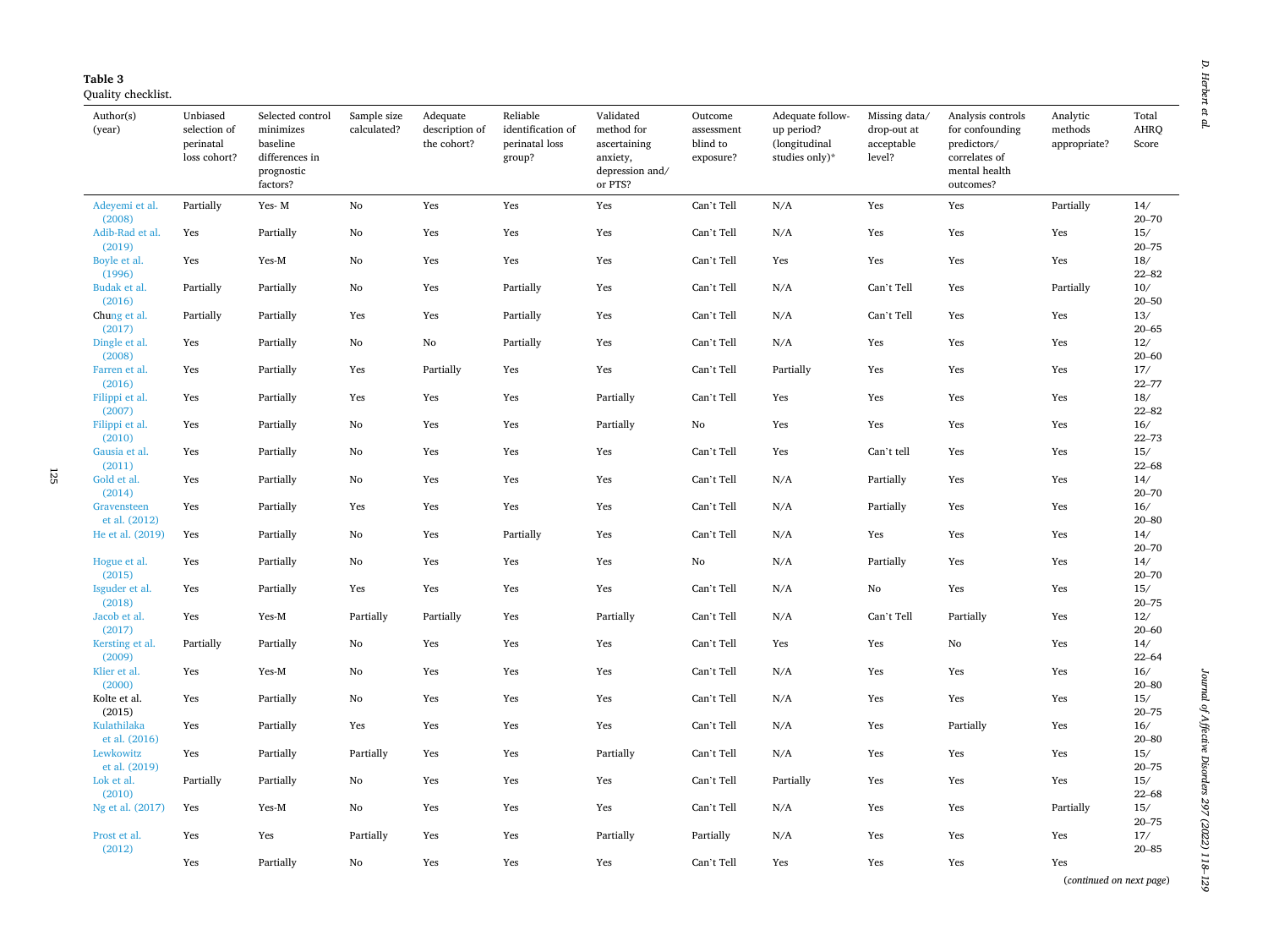**Table 3**
Quality checklist.

| Author(s) (year) | Unbiased selection of perinatal loss cohort? | Selected control minimizes baseline differences in prognostic factors? | Sample size calculated? | Adequate description of the cohort? | Reliable identification of perinatal loss group? | Validated method for ascertaining anxiety, depression and/ or PTS? | Outcome assessment blind to exposure? | Adequate follow-up period? (longitudinal studies only)* | Missing data/ drop-out at acceptable level? | Analysis controls for confounding predictors/ correlates of mental health outcomes? | Analytic methods appropriate? | Total AHRQ Score |
|---|---|---|---|---|---|---|---|---|---|---|---|---|
| Adeyemi et al. (2008) | Partially | Yes- M | No | Yes | Yes | Yes | Can`t Tell | N/A | Yes | Yes | Partially | 14/ 20–70 |
| Adib-Rad et al. (2019) | Yes | Partially | No | Yes | Yes | Yes | Can`t Tell | N/A | Yes | Yes | Yes | 15/ 20–75 |
| Boyle et al. (1996) | Yes | Yes-M | No | Yes | Yes | Yes | Can`t Tell | Yes | Yes | Yes | Yes | 18/ 22–82 |
| Budak et al. (2016) | Partially | Partially | No | Yes | Partially | Yes | Can`t Tell | N/A | Can`t Tell | Yes | Partially | 10/ 20–50 |
| Chung et al. (2017) | Partially | Partially | Yes | Yes | Partially | Yes | Can`t Tell | N/A | Can`t Tell | Yes | Yes | 13/ 20–65 |
| Dingle et al. (2008) | Yes | Partially | No | No | Partially | Yes | Can`t Tell | N/A | Yes | Yes | Yes | 12/ 20–60 |
| Farren et al. (2016) | Yes | Partially | Yes | Partially | Yes | Yes | Can`t Tell | Partially | Yes | Yes | Yes | 17/ 22–77 |
| Filippi et al. (2007) | Yes | Partially | Yes | Yes | Yes | Partially | Can`t Tell | Yes | Yes | Yes | Yes | 18/ 22–82 |
| Filippi et al. (2010) | Yes | Partially | No | Yes | Yes | Partially | No | Yes | Yes | Yes | Yes | 16/ 22–73 |
| Gausia et al. (2011) | Yes | Partially | No | Yes | Yes | Yes | Can`t Tell | Yes | Can`t tell | Yes | Yes | 15/ 22–68 |
| Gold et al. (2014) | Yes | Partially | No | Yes | Yes | Yes | Can`t Tell | N/A | Partially | Yes | Yes | 14/ 20–70 |
| Gravensteen et al. (2012) | Yes | Partially | Yes | Yes | Yes | Yes | Can`t Tell | N/A | Partially | Yes | Yes | 16/ 20–80 |
| He et al. (2019) | Yes | Partially | No | Yes | Partially | Yes | Can`t Tell | N/A | Yes | Yes | Yes | 14/ 20–70 |
| Hogue et al. (2015) | Yes | Partially | No | Yes | Yes | Yes | No | N/A | Partially | Yes | Yes | 14/ 20–70 |
| Isguder et al. (2018) | Yes | Partially | Yes | Yes | Yes | Yes | Can`t Tell | N/A | No | Yes | Yes | 15/ 20–75 |
| Jacob et al. (2017) | Yes | Yes-M | Partially | Partially | Yes | Partially | Can`t Tell | N/A | Can`t Tell | Partially | Yes | 12/ 20–60 |
| Kersting et al. (2009) | Partially | Partially | No | Yes | Yes | Yes | Can`t Tell | Yes | Yes | No | Yes | 14/ 22–64 |
| Klier et al. (2000) | Yes | Yes-M | No | Yes | Yes | Yes | Can`t Tell | N/A | Yes | Yes | Yes | 16/ 20–80 |
| Kolte et al. (2015) | Yes | Partially | No | Yes | Yes | Yes | Can`t Tell | N/A | Yes | Yes | Yes | 15/ 20–75 |
| Kulathilaka et al. (2016) | Yes | Partially | Yes | Yes | Yes | Yes | Can`t Tell | N/A | Yes | Partially | Yes | 16/ 20–80 |
| Lewkowitz et al. (2019) | Yes | Partially | Partially | Yes | Yes | Partially | Can`t Tell | N/A | Yes | Yes | Yes | 15/ 20–75 |
| Lok et al. (2010) | Partially | Partially | No | Yes | Yes | Yes | Can`t Tell | Partially | Yes | Yes | Yes | 15/ 22–68 |
| Ng et al. (2017) | Yes | Yes-M | No | Yes | Yes | Yes | Can`t Tell | N/A | Yes | Yes | Partially | 15/ 20–75 |
| Prost et al. (2012) | Yes | Yes | Partially | Yes | Yes | Partially | Partially | N/A | Yes | Yes | Yes | 17/ 20–85 |
| | Yes | Partially | No | Yes | Yes | Yes | Can`t Tell | Yes | Yes | Yes | Yes | |

(*continued on next page*)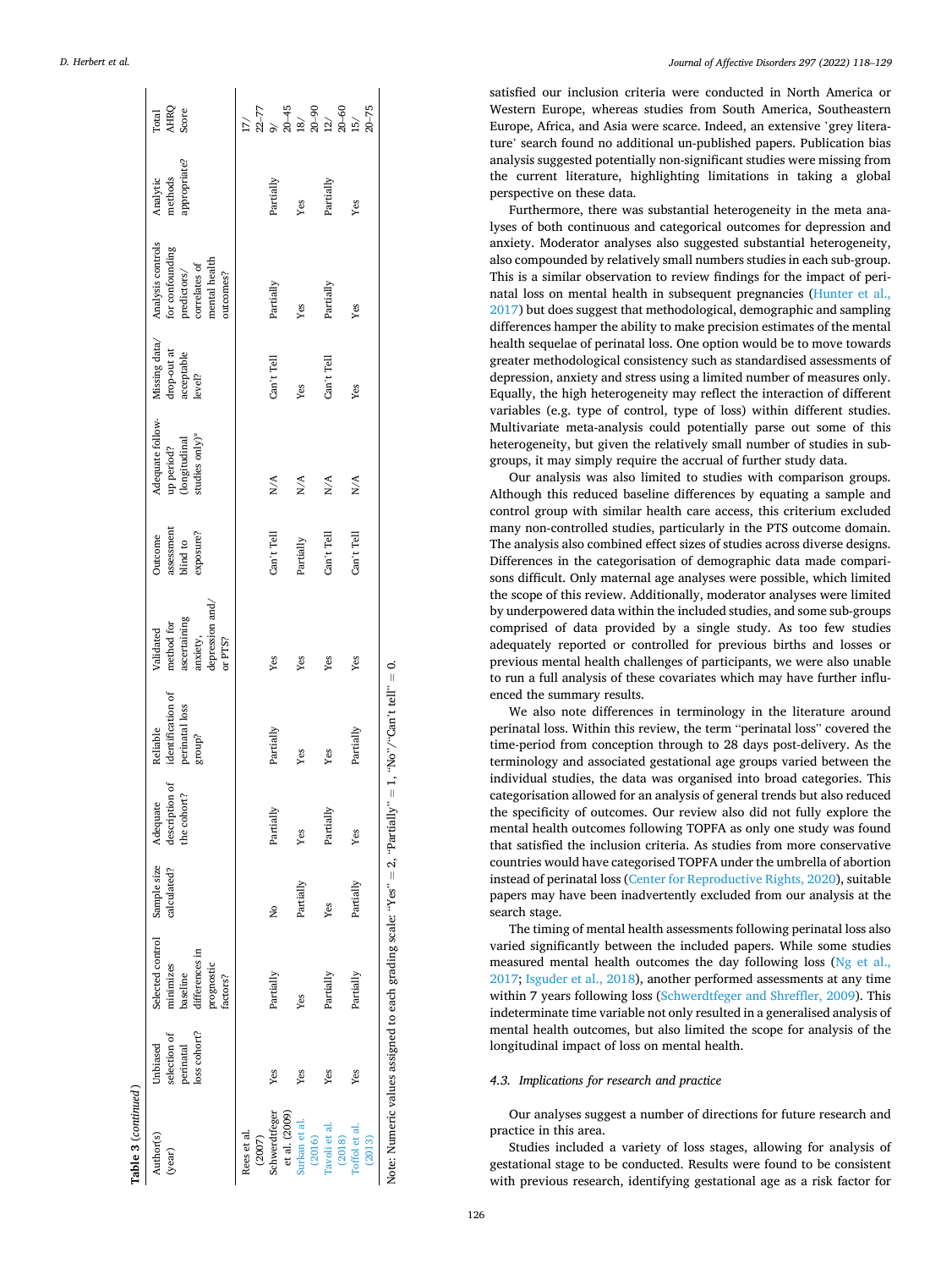Table 3 (continued)

| Author(s) (year) | Unbiased selection of perinatal loss cohort? | Selected control minimizes baseline differences in prognostic factors? | Sample size calculated? | Adequate description of the cohort? | Reliable identification of perinatal loss group? | Validated method for ascertaining anxiety, depression and/or PTS? | Outcome assessment blind to exposure? | Adequate follow-up period? (longitudinal studies only)* | Missing data/ drop-out at acceptable level? | Analysis controls for confounding predictors/ correlates of mental health outcomes? | Analytic methods appropriate? | Total AHRQ Score |
|---|---|---|---|---|---|---|---|---|---|---|---|---|
| Rees et al. (2007) | | | | | | | | | | | | 17/ 22–77 |
| Schwerdtfeger et al. (2009) | Yes | Partially | No | Partially | Partially | Yes | Can't Tell | N/A | Can't Tell | Partially | Partially | 9/ 20–45 |
| Surkan et al. (2016) | Yes | Yes | Partially | Yes | Yes | Yes | Partially | N/A | Yes | Yes | Yes | 18/ 20–90 |
| Tavoli et al. (2018) | Yes | Partially | Yes | Partially | Yes | Yes | Can't Tell | N/A | Can't Tell | Partially | Partially | 12/ 20–60 |
| Toffol et al. (2013) | Yes | Partially | Partially | Yes | Partially | Yes | Can't Tell | N/A | Yes | Yes | Yes | 15/ 20–75 |

Note: Numeric values assigned to each grading scale: "Yes" = 2, "Partially" = 1, "No"/"Can't tell" = 0.

satisfied our inclusion criteria were conducted in North America or Western Europe, whereas studies from South America, Southeastern Europe, Africa, and Asia were scarce. Indeed, an extensive 'grey literature' search found no additional un-published papers. Publication bias analysis suggested potentially non-significant studies were missing from the current literature, highlighting limitations in taking a global perspective on these data.

Furthermore, there was substantial heterogeneity in the meta analyses of both continuous and categorical outcomes for depression and anxiety. Moderator analyses also suggested substantial heterogeneity, also compounded by relatively small numbers studies in each sub-group. This is a similar observation to review findings for the impact of perinatal loss on mental health in subsequent pregnancies (Hunter et al., 2017) but does suggest that methodological, demographic and sampling differences hamper the ability to make precision estimates of the mental health sequelae of perinatal loss. One option would be to move towards greater methodological consistency such as standardised assessments of depression, anxiety and stress using a limited number of measures only. Equally, the high heterogeneity may reflect the interaction of different variables (e.g. type of control, type of loss) within different studies. Multivariate meta-analysis could potentially parse out some of this heterogeneity, but given the relatively small number of studies in sub-groups, it may simply require the accrual of further study data.

Our analysis was also limited to studies with comparison groups. Although this reduced baseline differences by equating a sample and control group with similar health care access, this criterium excluded many non-controlled studies, particularly in the PTS outcome domain. The analysis also combined effect sizes of studies across diverse designs. Differences in the categorisation of demographic data made comparisons difficult. Only maternal age analyses were possible, which limited the scope of this review. Additionally, moderator analyses were limited by underpowered data within the included studies, and some sub-groups comprised of data provided by a single study. As too few studies adequately reported or controlled for previous births and losses or previous mental health challenges of participants, we were also unable to run a full analysis of these covariates which may have further influenced the summary results.

We also note differences in terminology in the literature around perinatal loss. Within this review, the term "perinatal loss" covered the time-period from conception through to 28 days post-delivery. As the terminology and associated gestational age groups varied between the individual studies, the data was organised into broad categories. This categorisation allowed for an analysis of general trends but also reduced the specificity of outcomes. Our review also did not fully explore the mental health outcomes following TOPFA as only one study was found that satisfied the inclusion criteria. As studies from more conservative countries would have categorised TOPFA under the umbrella of abortion instead of perinatal loss (Center for Reproductive Rights, 2020), suitable papers may have been inadvertently excluded from our analysis at the search stage.

The timing of mental health assessments following perinatal loss also varied significantly between the included papers. While some studies measured mental health outcomes the day following loss (Ng et al., 2017; Isguder et al., 2018), another performed assessments at any time within 7 years following loss (Schwerdtfeger and Shreffler, 2009). This indeterminate time variable not only resulted in a generalised analysis of mental health outcomes, but also limited the scope for analysis of the longitudinal impact of loss on mental health.

### 4.3. Implications for research and practice

Our analyses suggest a number of directions for future research and practice in this area.

Studies included a variety of loss stages, allowing for analysis of gestational stage to be conducted. Results were found to be consistent with previous research, identifying gestational age as a risk factor for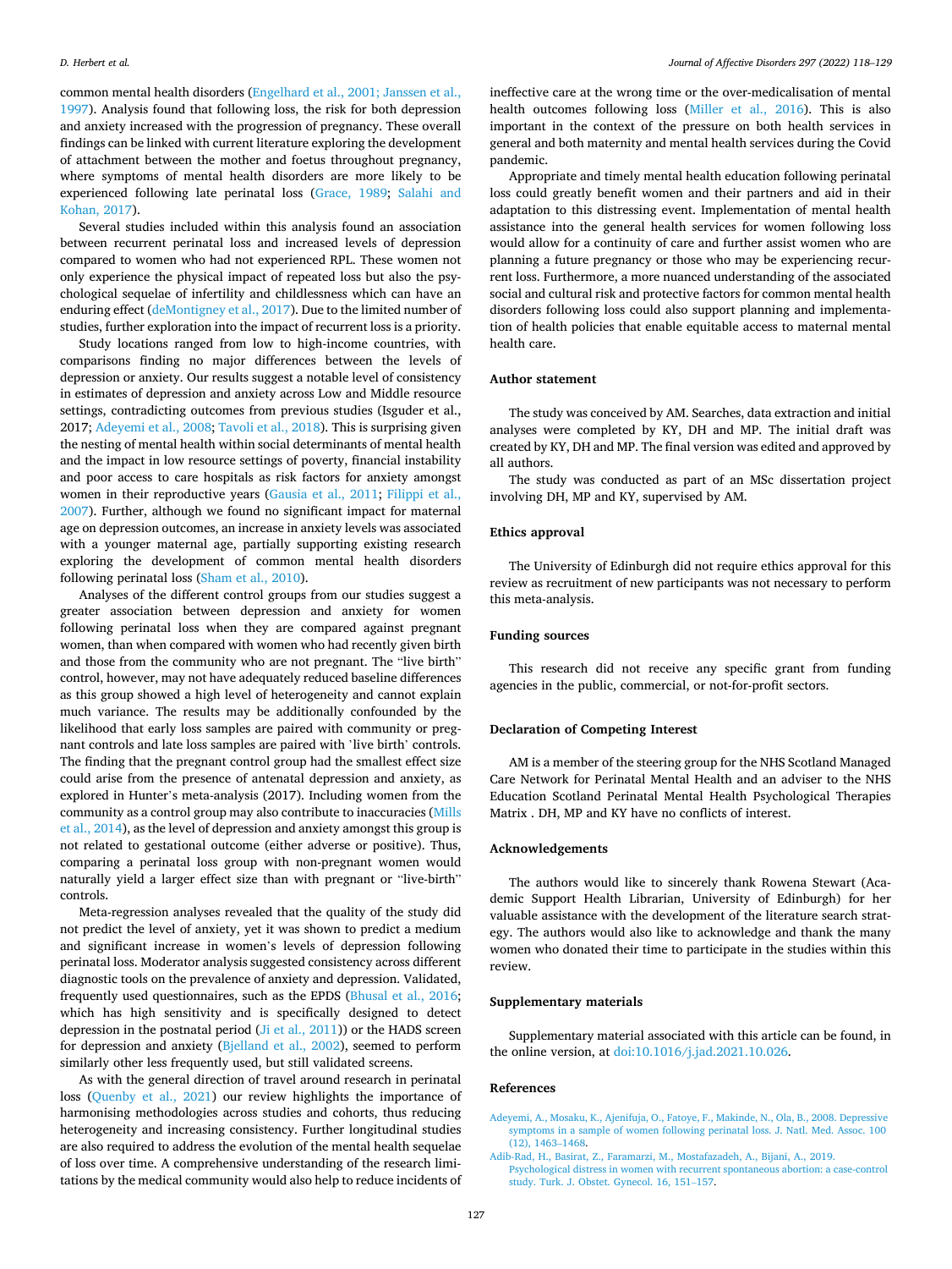common mental health disorders (Engelhard et al., 2001; Janssen et al., 1997). Analysis found that following loss, the risk for both depression and anxiety increased with the progression of pregnancy. These overall findings can be linked with current literature exploring the development of attachment between the mother and foetus throughout pregnancy, where symptoms of mental health disorders are more likely to be experienced following late perinatal loss (Grace, 1989; Salahi and Kohan, 2017).

Several studies included within this analysis found an association between recurrent perinatal loss and increased levels of depression compared to women who had not experienced RPL. These women not only experience the physical impact of repeated loss but also the psychological sequelae of infertility and childlessness which can have an enduring effect (deMontigney et al., 2017). Due to the limited number of studies, further exploration into the impact of recurrent loss is a priority.

Study locations ranged from low to high-income countries, with comparisons finding no major differences between the levels of depression or anxiety. Our results suggest a notable level of consistency in estimates of depression and anxiety across Low and Middle resource settings, contradicting outcomes from previous studies (Isguder et al., 2017; Adeyemi et al., 2008; Tavoli et al., 2018). This is surprising given the nesting of mental health within social determinants of mental health and the impact in low resource settings of poverty, financial instability and poor access to care hospitals as risk factors for anxiety amongst women in their reproductive years (Gausia et al., 2011; Filippi et al., 2007). Further, although we found no significant impact for maternal age on depression outcomes, an increase in anxiety levels was associated with a younger maternal age, partially supporting existing research exploring the development of common mental health disorders following perinatal loss (Sham et al., 2010).

Analyses of the different control groups from our studies suggest a greater association between depression and anxiety for women following perinatal loss when they are compared against pregnant women, than when compared with women who had recently given birth and those from the community who are not pregnant. The "live birth" control, however, may not have adequately reduced baseline differences as this group showed a high level of heterogeneity and cannot explain much variance. The results may be additionally confounded by the likelihood that early loss samples are paired with community or pregnant controls and late loss samples are paired with 'live birth' controls. The finding that the pregnant control group had the smallest effect size could arise from the presence of antenatal depression and anxiety, as explored in Hunter's meta-analysis (2017). Including women from the community as a control group may also contribute to inaccuracies (Mills et al., 2014), as the level of depression and anxiety amongst this group is not related to gestational outcome (either adverse or positive). Thus, comparing a perinatal loss group with non-pregnant women would naturally yield a larger effect size than with pregnant or "live-birth" controls.

Meta-regression analyses revealed that the quality of the study did not predict the level of anxiety, yet it was shown to predict a medium and significant increase in women's levels of depression following perinatal loss. Moderator analysis suggested consistency across different diagnostic tools on the prevalence of anxiety and depression. Validated, frequently used questionnaires, such as the EPDS (Bhusal et al., 2016; which has high sensitivity and is specifically designed to detect depression in the postnatal period (Ji et al., 2011)) or the HADS screen for depression and anxiety (Bjelland et al., 2002), seemed to perform similarly other less frequently used, but still validated screens.

As with the general direction of travel around research in perinatal loss (Quenby et al., 2021) our review highlights the importance of harmonising methodologies across studies and cohorts, thus reducing heterogeneity and increasing consistency. Further longitudinal studies are also required to address the evolution of the mental health sequelae of loss over time. A comprehensive understanding of the research limitations by the medical community would also help to reduce incidents of ineffective care at the wrong time or the over-medicalisation of mental health outcomes following loss (Miller et al., 2016). This is also important in the context of the pressure on both health services in general and both maternity and mental health services during the Covid pandemic.

Appropriate and timely mental health education following perinatal loss could greatly benefit women and their partners and aid in their adaptation to this distressing event. Implementation of mental health assistance into the general health services for women following loss would allow for a continuity of care and further assist women who are planning a future pregnancy or those who may be experiencing recurrent loss. Furthermore, a more nuanced understanding of the associated social and cultural risk and protective factors for common mental health disorders following loss could also support planning and implementation of health policies that enable equitable access to maternal mental health care.

## Author statement

The study was conceived by AM. Searches, data extraction and initial analyses were completed by KY, DH and MP. The initial draft was created by KY, DH and MP. The final version was edited and approved by all authors.

The study was conducted as part of an MSc dissertation project involving DH, MP and KY, supervised by AM.

## Ethics approval

The University of Edinburgh did not require ethics approval for this review as recruitment of new participants was not necessary to perform this meta-analysis.

## Funding sources

This research did not receive any specific grant from funding agencies in the public, commercial, or not-for-profit sectors.

## Declaration of Competing Interest

AM is a member of the steering group for the NHS Scotland Managed Care Network for Perinatal Mental Health and an adviser to the NHS Education Scotland Perinatal Mental Health Psychological Therapies Matrix . DH, MP and KY have no conflicts of interest.

## Acknowledgements

The authors would like to sincerely thank Rowena Stewart (Academic Support Health Librarian, University of Edinburgh) for her valuable assistance with the development of the literature search strategy. The authors would also like to acknowledge and thank the many women who donated their time to participate in the studies within this review.

## Supplementary materials

Supplementary material associated with this article can be found, in the online version, at doi:10.1016/j.jad.2021.10.026.

## References

Adeyemi, A., Mosaku, K., Ajenifuja, O., Fatoye, F., Makinde, N., Ola, B., 2008. Depressive symptoms in a sample of women following perinatal loss. J. Natl. Med. Assoc. 100 (12), 1463–1468.

Adib-Rad, H., Basirat, Z., Faramarzi, M., Mostafazadeh, A., Bijani, A., 2019. Psychological distress in women with recurrent spontaneous abortion: a case-control study. Turk. J. Obstet. Gynecol. 16, 151–157.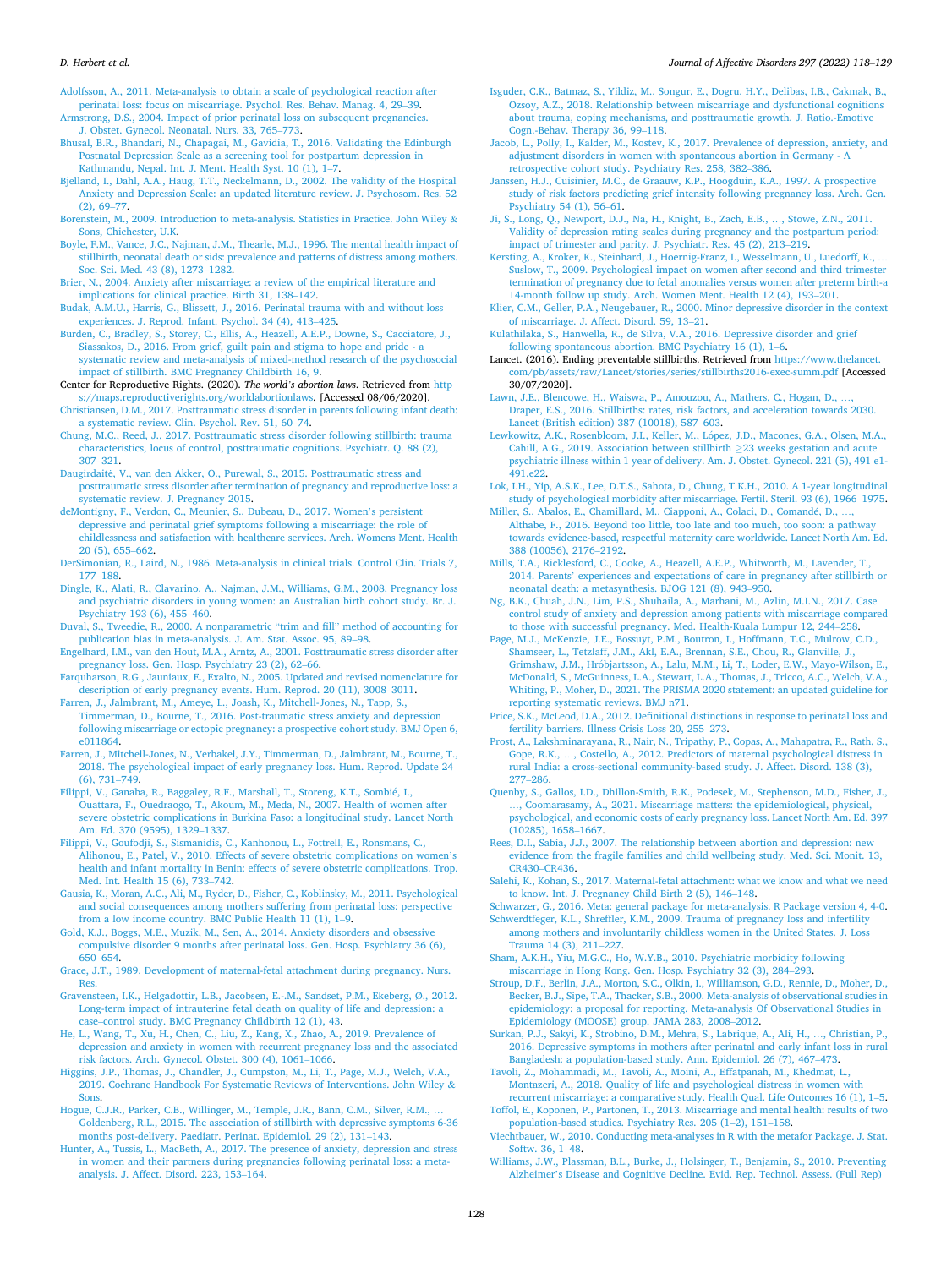Adolfsson, A., 2011. Meta-analysis to obtain a scale of psychological reaction after perinatal loss: focus on miscarriage. Psychol. Res. Behav. Manag. 4, 29–39.

Armstrong, D.S., 2004. Impact of prior perinatal loss on subsequent pregnancies. J. Obstet. Gynecol. Neonatal. Nurs. 33, 765–773.

Bhusal, B.R., Bhandari, N., Chapagai, M., Gavidia, T., 2016. Validating the Edinburgh Postnatal Depression Scale as a screening tool for postpartum depression in Kathmandu, Nepal. Int. J. Ment. Health Syst. 10 (1), 1–7.

Bjelland, I., Dahl, A.A., Haug, T.T., Neckelmann, D., 2002. The validity of the Hospital Anxiety and Depression Scale: an updated literature review. J. Psychosom. Res. 52 (2), 69–77.

Borenstein, M., 2009. Introduction to meta-analysis. Statistics in Practice. John Wiley & Sons, Chichester, U.K.

Boyle, F.M., Vance, J.C., Najman, J.M., Thearle, M.J., 1996. The mental health impact of stillbirth, neonatal death or sids: prevalence and patterns of distress among mothers. Soc. Sci. Med. 43 (8), 1273–1282.

Brier, N., 2004. Anxiety after miscarriage: a review of the empirical literature and implications for clinical practice. Birth 31, 138–142.

Budak, A.M.U., Harris, G., Blissett, J., 2016. Perinatal trauma with and without loss experiences. J. Reprod. Infant. Psychol. 34 (4), 413–425.

Burden, C., Bradley, S., Storey, C., Ellis, A., Heazell, A.E.P., Downe, S., Cacciatore, J., Siassakos, D., 2016. From grief, guilt pain and stigma to hope and pride - a systematic review and meta-analysis of mixed-method research of the psychosocial impact of stillbirth. BMC Pregnancy Childbirth 16, 9.

Center for Reproductive Rights. (2020). *The world's abortion laws*. Retrieved from https://maps.reproductiverights.org/worldabortionlaws. [Accessed 08/06/2020].

Christiansen, D.M., 2017. Posttraumatic stress disorder in parents following infant death: a systematic review. Clin. Psychol. Rev. 51, 60–74.

Chung, M.C., Reed, J., 2017. Posttraumatic stress disorder following stillbirth: trauma characteristics, locus of control, posttraumatic cognitions. Psychiatr. Q. 88 (2), 307–321.

Daugirdaitė, V., van den Akker, O., Purewal, S., 2015. Posttraumatic stress and posttraumatic stress disorder after termination of pregnancy and reproductive loss: a systematic review. J. Pregnancy 2015.

deMontigny, F., Verdon, C., Meunier, S., Dubeau, D., 2017. Women's persistent depressive and perinatal grief symptoms following a miscarriage: the role of childlessness and satisfaction with healthcare services. Arch. Womens Ment. Health 20 (5), 655–662.

DerSimonian, R., Laird, N., 1986. Meta-analysis in clinical trials. Control Clin. Trials 7, 177–188.

Dingle, K., Alati, R., Clavarino, A., Najman, J.M., Williams, G.M., 2008. Pregnancy loss and psychiatric disorders in young women: an Australian birth cohort study. Br. J. Psychiatry 193 (6), 455–460.

Duval, S., Tweedie, R., 2000. A nonparametric "trim and fill" method of accounting for publication bias in meta-analysis. J. Am. Stat. Assoc. 95, 89–98.

Engelhard, I.M., van den Hout, M.A., Arntz, A., 2001. Posttraumatic stress disorder after pregnancy loss. Gen. Hosp. Psychiatry 23 (2), 62–66.

Farquharson, R.G., Jauniaux, E., Exalto, N., 2005. Updated and revised nomenclature for description of early pregnancy events. Hum. Reprod. 20 (11), 3008–3011.

Farren, J., Jalmbrant, M., Ameye, L., Joash, K., Mitchell-Jones, N., Tapp, S., Timmerman, D., Bourne, T., 2016. Post-traumatic stress anxiety and depression following miscarriage or ectopic pregnancy: a prospective cohort study. BMJ Open 6, e011864.

Farren, J., Mitchell-Jones, N., Verbakel, J.Y., Timmerman, D., Jalmbrant, M., Bourne, T., 2018. The psychological impact of early pregnancy loss. Hum. Reprod. Update 24 (6), 731–749.

Filippi, V., Ganaba, R., Baggaley, R.F., Marshall, T., Storeng, K.T., Sombié, I., Ouattara, F., Ouedraogo, T., Akoum, M., Meda, N., 2007. Health of women after severe obstetric complications in Burkina Faso: a longitudinal study. Lancet North Am. Ed. 370 (9595), 1329–1337.

Filippi, V., Goufodji, S., Sismanidis, C., Kanhonou, L., Fottrell, E., Ronsmans, C., Alihonou, E., Patel, V., 2010. Effects of severe obstetric complications on women's health and infant mortality in Benin: effects of severe obstetric complications. Trop. Med. Int. Health 15 (6), 733–742.

Gausia, K., Moran, A.C., Ali, M., Ryder, D., Fisher, C., Koblinsky, M., 2011. Psychological and social consequences among mothers suffering from perinatal loss: perspective from a low income country. BMC Public Health 11 (1), 1–9.

Gold, K.J., Boggs, M.E., Muzik, M., Sen, A., 2014. Anxiety disorders and obsessive compulsive disorder 9 months after perinatal loss. Gen. Hosp. Psychiatry 36 (6), 650–654.

Grace, J.T., 1989. Development of maternal-fetal attachment during pregnancy. Nurs. Res.

Gravensteen, I.K., Helgadottir, L.B., Jacobsen, E.-.M., Sandset, P.M., Ekeberg, Ø., 2012. Long-term impact of intrauterine fetal death on quality of life and depression: a case–control study. BMC Pregnancy Childbirth 12 (1), 43.

He, L., Wang, T., Xu, H., Chen, C., Liu, Z., Kang, X., Zhao, A., 2019. Prevalence of depression and anxiety in women with recurrent pregnancy loss and the associated risk factors. Arch. Gynecol. Obstet. 300 (4), 1061–1066.

Higgins, J.P., Thomas, J., Chandler, J., Cumpston, M., Li, T., Page, M.J., Welch, V.A., 2019. Cochrane Handbook For Systematic Reviews of Interventions. John Wiley & Sons.

Hogue, C.J.R., Parker, C.B., Willinger, M., Temple, J.R., Bann, C.M., Silver, R.M., … Goldenberg, R.L., 2015. The association of stillbirth with depressive symptoms 6-36 months post-delivery. Paediatr. Perinat. Epidemiol. 29 (2), 131–143.

Hunter, A., Tussis, L., MacBeth, A., 2017. The presence of anxiety, depression and stress in women and their partners during pregnancies following perinatal loss: a meta-analysis. J. Affect. Disord. 223, 153–164.

Isguder, C.K., Batmaz, S., Yildiz, M., Songur, E., Dogru, H.Y., Delibas, I.B., Cakmak, B., Ozsoy, A.Z., 2018. Relationship between miscarriage and dysfunctional cognitions about trauma, coping mechanisms, and posttraumatic growth. J. Ratio.-Emotive Cogn.-Behav. Therapy 36, 99–118.

Jacob, L., Polly, I., Kalder, M., Kostev, K., 2017. Prevalence of depression, anxiety, and adjustment disorders in women with spontaneous abortion in Germany - A retrospective cohort study. Psychiatry Res. 258, 382–386.

Janssen, H.J., Cuisinier, M.C., de Graauw, K.P., Hoogduin, K.A., 1997. A prospective study of risk factors predicting grief intensity following pregnancy loss. Arch. Gen. Psychiatry 54 (1), 56–61.

Ji, S., Long, Q., Newport, D.J., Na, H., Knight, B., Zach, E.B., …, Stowe, Z.N., 2011. Validity of depression rating scales during pregnancy and the postpartum period: impact of trimester and parity. J. Psychiatr. Res. 45 (2), 213–219.

Kersting, A., Kroker, K., Steinhard, J., Hoernig-Franz, I., Wesselmann, U., Luedorff, K., … Suslow, T., 2009. Psychological impact on women after second and third trimester termination of pregnancy due to fetal anomalies versus women after preterm birth-a 14-month follow up study. Arch. Women Ment. Health 12 (4), 193–201.

Klier, C.M., Geller, P.A., Neugebauer, R., 2000. Minor depressive disorder in the context of miscarriage. J. Affect. Disord. 59, 13–21.

Kulathilaka, S., Hanwella, R., de Silva, V.A., 2016. Depressive disorder and grief following spontaneous abortion. BMC Psychiatry 16 (1), 1–6.

Lancet. (2016). Ending preventable stillbirths. Retrieved from https://www.thelancet.com/pb/assets/raw/Lancet/stories/series/stillbirths2016-exec-summ.pdf [Accessed 30/07/2020].

Lawn, J.E., Blencowe, H., Waiswa, P., Amouzou, A., Mathers, C., Hogan, D., …, Draper, E.S., 2016. Stillbirths: rates, risk factors, and acceleration towards 2030. Lancet (British edition) 387 (10018), 587–603.

Lewkowitz, A.K., Rosenbloom, J.I., Keller, M., López, J.D., Macones, G.A., Olsen, M.A., Cahill, A.G., 2019. Association between stillbirth ≥23 weeks gestation and acute psychiatric illness within 1 year of delivery. Am. J. Obstet. Gynecol. 221 (5), 491 e1-491.e22.

Lok, I.H., Yip, A.S.K., Lee, D.T.S., Sahota, D., Chung, T.K.H., 2010. A 1-year longitudinal study of psychological morbidity after miscarriage. Fertil. Steril. 93 (6), 1966–1975.

Miller, S., Abalos, E., Chamillard, M., Ciapponi, A., Colaci, D., Comandé, D., …, Althabe, F., 2016. Beyond too little, too late and too much, too soon: a pathway towards evidence-based, respectful maternity care worldwide. Lancet North Am. Ed. 388 (10056), 2176–2192.

Mills, T.A., Ricklesford, C., Cooke, A., Heazell, A.E.P., Whitworth, M., Lavender, T., 2014. Parents' experiences and expectations of care in pregnancy after stillbirth or neonatal death: a metasynthesis. BJOG 121 (8), 943–950.

Ng, B.K., Chuah, J.N., Lim, P.S., Shuhaila, A., Marhani, M., Azlin, M.I.N., 2017. Case control study of anxiety and depression among patients with miscarriage compared to those with successful pregnancy. Med. Health-Kuala Lumpur 12, 244–258.

Page, M.J., McKenzie, J.E., Bossuyt, P.M., Boutron, I., Hoffmann, T.C., Mulrow, C.D., Shamseer, L., Tetzlaff, J.M., Akl, E.A., Brennan, S.E., Chou, R., Glanville, J., Grimshaw, J.M., Hróbjartsson, A., Lalu, M.M., Li, T., Loder, E.W., Mayo-Wilson, E., McDonald, S., McGuinness, L.A., Stewart, L.A., Thomas, J., Tricco, A.C., Welch, V.A., Whiting, P., Moher, D., 2021. The PRISMA 2020 statement: an updated guideline for reporting systematic reviews. BMJ n71.

Price, S.K., McLeod, D.A., 2012. Definitional distinctions in response to perinatal loss and fertility barriers. Illness Crisis Loss 20, 255–273.

Prost, A., Lakshminarayana, R., Nair, N., Tripathy, P., Copas, A., Mahapatra, R., Rath, S., Gope, R.K., …, Costello, A., 2012. Predictors of maternal psychological distress in rural India: a cross-sectional community-based study. J. Affect. Disord. 138 (3), 277–286.

Quenby, S., Gallos, I.D., Dhillon-Smith, R.K., Podesek, M., Stephenson, M.D., Fisher, J., …, Coomarasamy, A., 2021. Miscarriage matters: the epidemiological, physical, psychological, and economic costs of early pregnancy loss. Lancet North Am. Ed. 397 (10285), 1658–1667.

Rees, D.I., Sabia, J.J., 2007. The relationship between abortion and depression: new evidence from the fragile families and child wellbeing study. Med. Sci. Monit. 13, CR430–CR436.

Salehi, K., Kohan, S., 2017. Maternal-fetal attachment: what we know and what we need to know. Int. J. Pregnancy Child Birth 2 (5), 146–148.

Schwarzer, G., 2016. Meta: general package for meta-analysis. R Package version 4, 4-0.

Schwerdtfeger, K.L., Shreffler, K.M., 2009. Trauma of pregnancy loss and infertility among mothers and involuntarily childless women in the United States. J. Loss Trauma 14 (3), 211–227.

Sham, A.K.H., Yiu, M.G.C., Ho, W.Y.B., 2010. Psychiatric morbidity following miscarriage in Hong Kong. Gen. Hosp. Psychiatry 32 (3), 284–293.

Stroup, D.F., Berlin, J.A., Morton, S.C., Olkin, I., Williamson, G.D., Rennie, D., Moher, D., Becker, B.J., Sipe, T.A., Thacker, S.B., 2000. Meta-analysis of observational studies in epidemiology: a proposal for reporting. Meta-analysis Of Observational Studies in Epidemiology (MOOSE) group. JAMA 283, 2008–2012.

Surkan, P.J., Sakyi, K., Strobino, D.M., Mehra, S., Labrique, A., Ali, H., …, Christian, P., 2016. Depressive symptoms in mothers after perinatal and early infant loss in rural Bangladesh: a population-based study. Ann. Epidemiol. 26 (7), 467–473.

Tavoli, Z., Mohammadi, M., Tavoli, A., Moini, A., Effatpanah, M., Khedmat, L., Montazeri, A., 2018. Quality of life and psychological distress in women with recurrent miscarriage: a comparative study. Health Qual. Life Outcomes 16 (1), 1–5.

Toffol, E., Koponen, P., Partonen, T., 2013. Miscarriage and mental health: results of two population-based studies. Psychiatry Res. 205 (1–2), 151–158.

Viechtbauer, W., 2010. Conducting meta-analyses in R with the metafor Package. J. Stat. Softw. 36, 1–48.

Williams, J.W., Plassman, B.L., Burke, J., Holsinger, T., Benjamin, S., 2010. Preventing Alzheimer's Disease and Cognitive Decline. Evid. Rep. Technol. Assess. (Full Rep)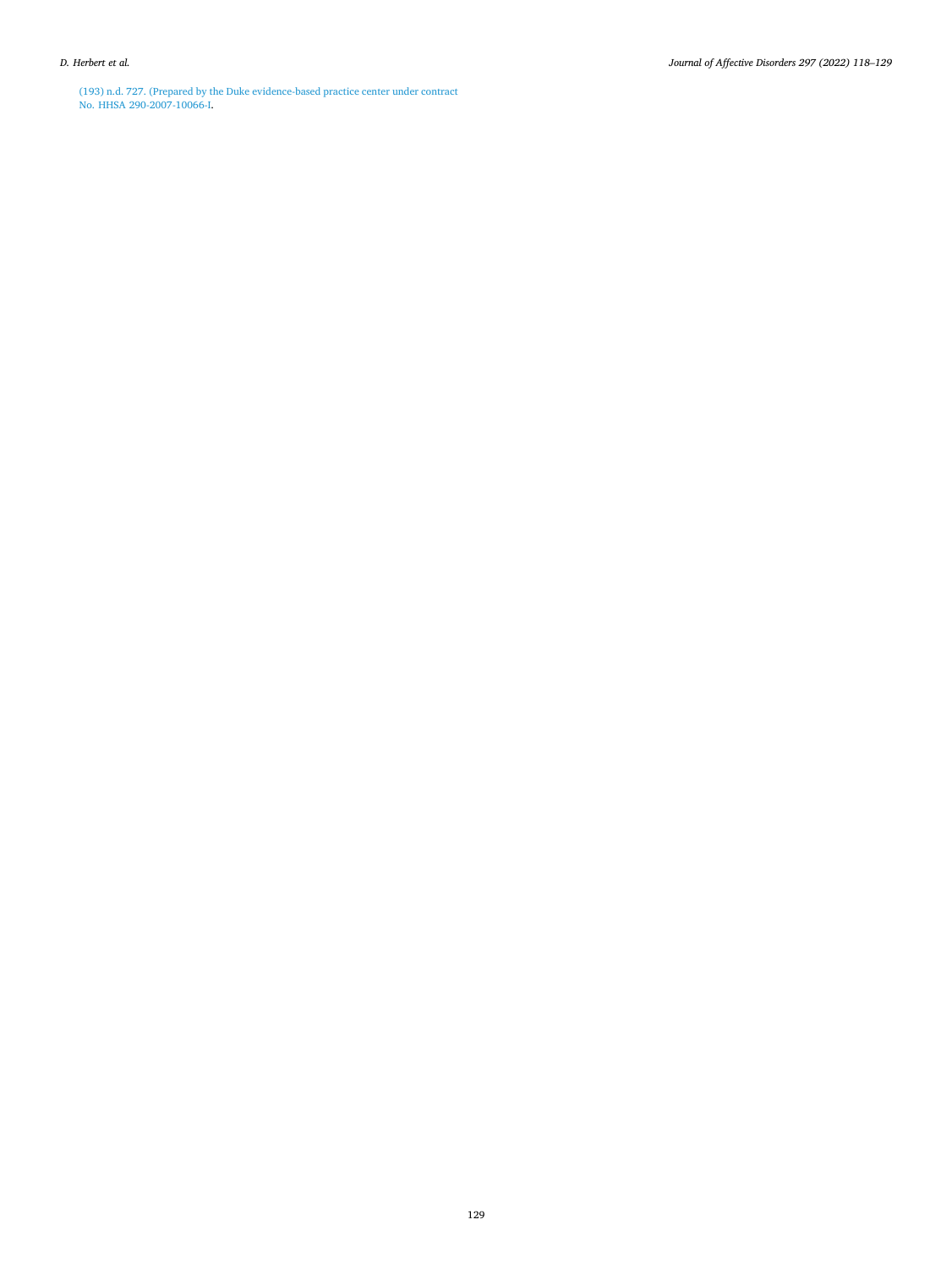(193) n.d. 727. (Prepared by the Duke evidence-based practice center under contract No. HHSA 290-2007-10066-I.